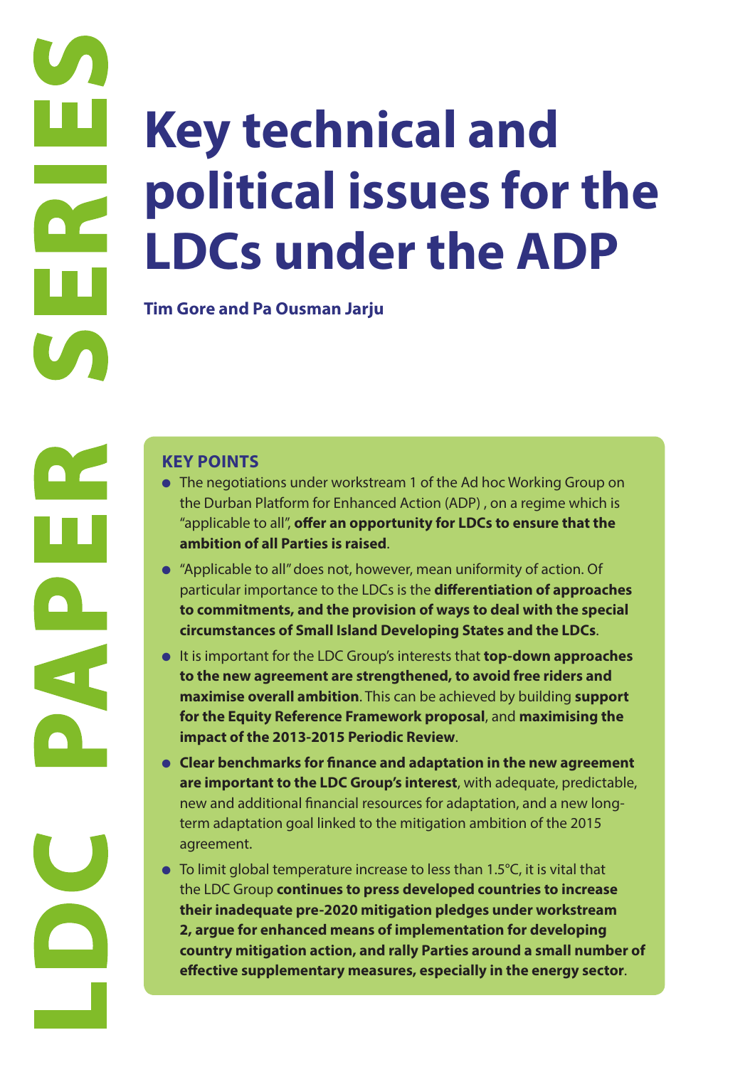LDC PAPER SERIES

# Key technical and political issues for the LDCs under the ADP

**Tim Gore and Pa Ousman Jarju**

## KEY POINTS

- The negotiations under workstream 1 of the Ad hoc Working Group on the Durban Platform for Enhanced Action (ADP) , on a regime which is "applicable to all", **offer an opportunity for LDCs to ensure that the ambition of all Parties is raised**.
- "Applicable to all" does not, however, mean uniformity of action. Of particular importance to the LDCs is the **differentiation of approaches to commitments, and the provision of ways to deal with the special circumstances of Small Island Developing States and the LDCs**.
- It is important for the LDC Group's interests that **top-down approaches to the new agreement are strengthened, to avoid free riders and maximise overall ambition**. This can be achieved by building **support for the Equity Reference Framework proposal**, and **maximising the impact of the 2013-2015 Periodic Review**.
- **Clear benchmarks for finance and adaptation in the new agreement are important to the LDC Group's interest**, with adequate, predictable, new and additional financial resources for adaptation, and a new long-term adaptation goal linked to the mitigation ambition of the 2015 agreement.
- To limit global temperature increase to less than 1.5°C, it is vital that the LDC Group **continues to press developed countries to increase their inadequate pre-2020 mitigation pledges under workstream 2, argue for enhanced means of implementation for developing country mitigation action, and rally Parties around a small number of effective supplementary measures, especially in the energy sector**.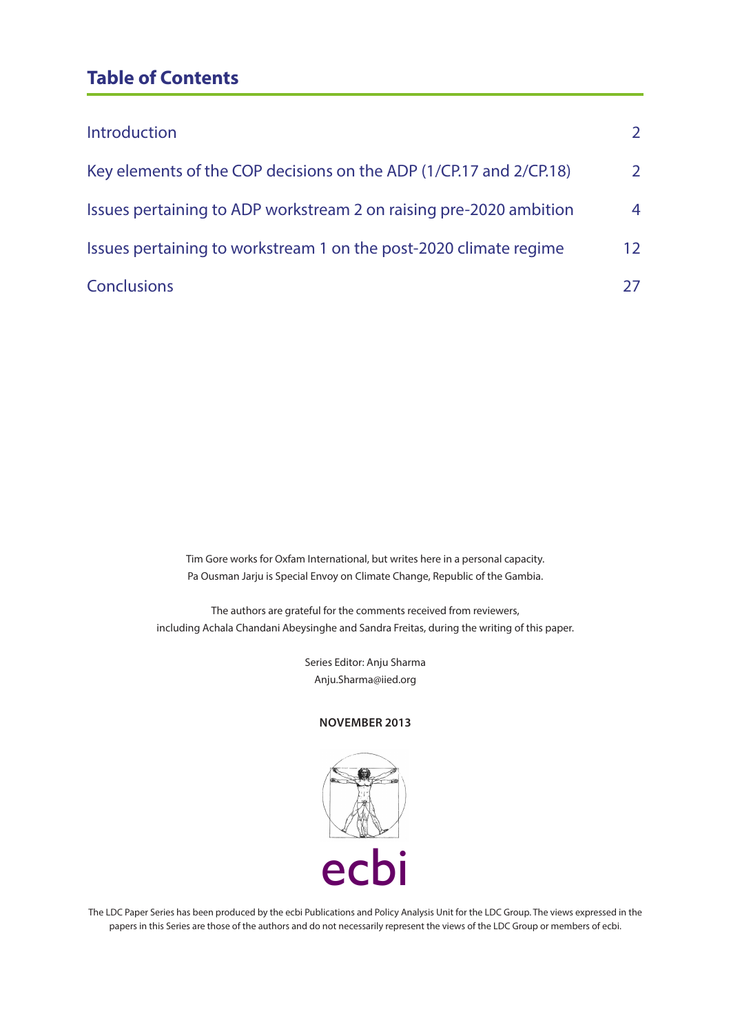## Table of Contents

| | |
|---|---|
| Introduction | 2 |
| Key elements of the COP decisions on the ADP (1/CP.17 and 2/CP.18) | 2 |
| Issues pertaining to ADP workstream 2 on raising pre-2020 ambition | 4 |
| Issues pertaining to workstream 1 on the post-2020 climate regime | 12 |
| Conclusions | 27 |

Tim Gore works for Oxfam International, but writes here in a personal capacity.
Pa Ousman Jarju is Special Envoy on Climate Change, Republic of the Gambia.

The authors are grateful for the comments received from reviewers, including Achala Chandani Abeysinghe and Sandra Freitas, during the writing of this paper.

Series Editor: Anju Sharma
Anju.Sharma@iied.org

**NOVEMBER 2013**

ecbi

The LDC Paper Series has been produced by the ecbi Publications and Policy Analysis Unit for the LDC Group. The views expressed in the papers in this Series are those of the authors and do not necessarily represent the views of the LDC Group or members of ecbi.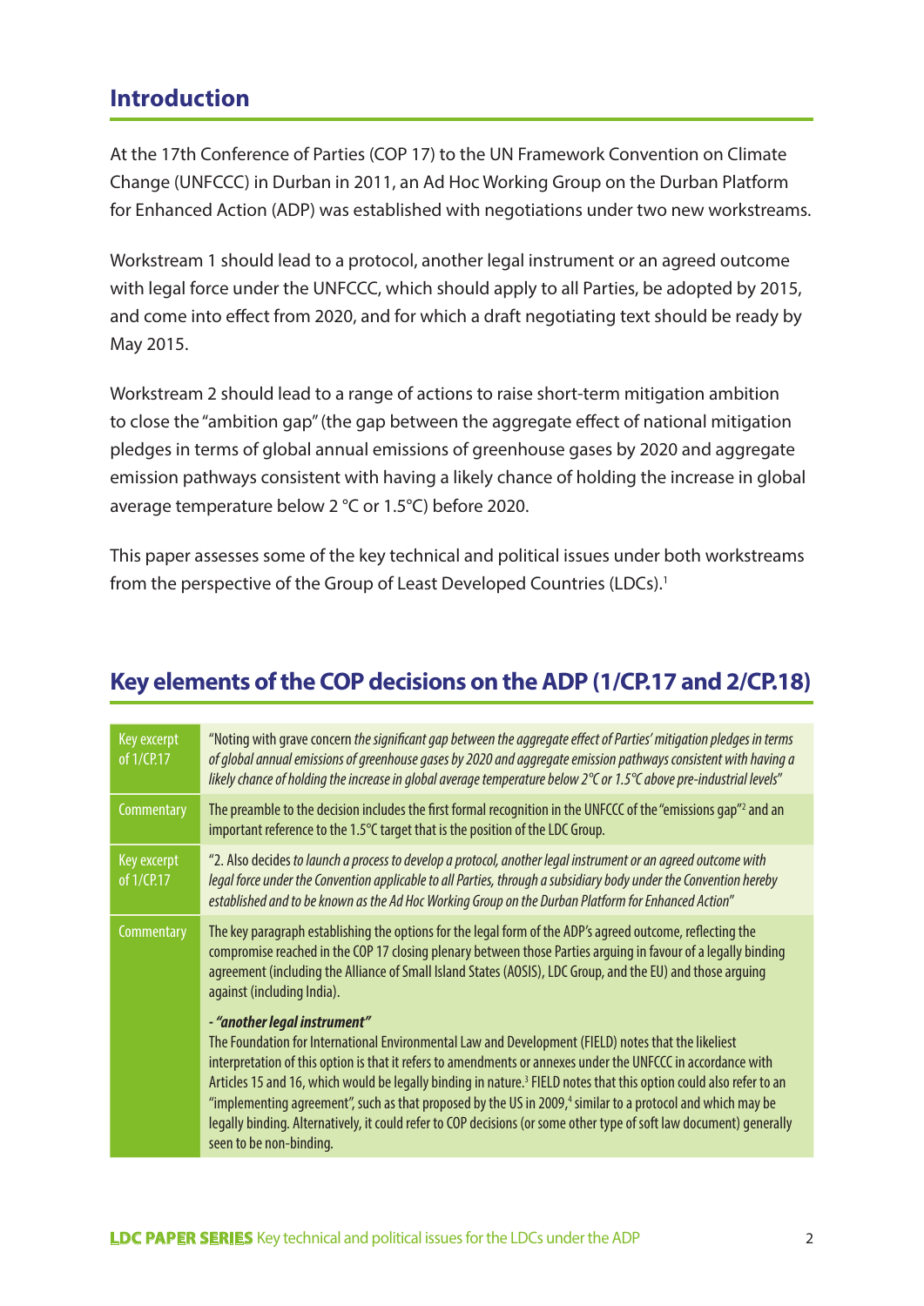## Introduction

At the 17th Conference of Parties (COP 17) to the UN Framework Convention on Climate Change (UNFCCC) in Durban in 2011, an Ad Hoc Working Group on the Durban Platform for Enhanced Action (ADP) was established with negotiations under two new workstreams.

Workstream 1 should lead to a protocol, another legal instrument or an agreed outcome with legal force under the UNFCCC, which should apply to all Parties, be adopted by 2015, and come into effect from 2020, and for which a draft negotiating text should be ready by May 2015.

Workstream 2 should lead to a range of actions to raise short-term mitigation ambition to close the "ambition gap" (the gap between the aggregate effect of national mitigation pledges in terms of global annual emissions of greenhouse gases by 2020 and aggregate emission pathways consistent with having a likely chance of holding the increase in global average temperature below 2 °C or 1.5°C) before 2020.

This paper assesses some of the key technical and political issues under both workstreams from the perspective of the Group of Least Developed Countries (LDCs).[1]

## Key elements of the COP decisions on the ADP (1/CP.17 and 2/CP.18)

| | |
|---|---|
| Key excerpt of 1/CP.17 | "Noting with grave concern *the significant gap between the aggregate effect of Parties' mitigation pledges in terms of global annual emissions of greenhouse gases by 2020 and aggregate emission pathways consistent with having a likely chance of holding the increase in global average temperature below 2°C or 1.5°C above pre-industrial levels*" |
| Commentary | The preamble to the decision includes the first formal recognition in the UNFCCC of the "emissions gap"[2] and an important reference to the 1.5°C target that is the position of the LDC Group. |
| Key excerpt of 1/CP.17 | "2. Also decides *to launch a process to develop a protocol, another legal instrument or an agreed outcome with legal force under the Convention applicable to all Parties, through a subsidiary body under the Convention hereby established and to be known as the Ad Hoc Working Group on the Durban Platform for Enhanced Action*" |
| Commentary | The key paragraph establishing the options for the legal form of the ADP's agreed outcome, reflecting the compromise reached in the COP 17 closing plenary between those Parties arguing in favour of a legally binding agreement (including the Alliance of Small Island States (AOSIS), LDC Group, and the EU) and those arguing against (including India).<br><br>***- "another legal instrument"***<br>The Foundation for International Environmental Law and Development (FIELD) notes that the likeliest interpretation of this option is that it refers to amendments or annexes under the UNFCCC in accordance with Articles 15 and 16, which would be legally binding in nature.[3] FIELD notes that this option could also refer to an "implementing agreement", such as that proposed by the US in 2009,[4] similar to a protocol and which may be legally binding. Alternatively, it could refer to COP decisions (or some other type of soft law document) generally seen to be non-binding. |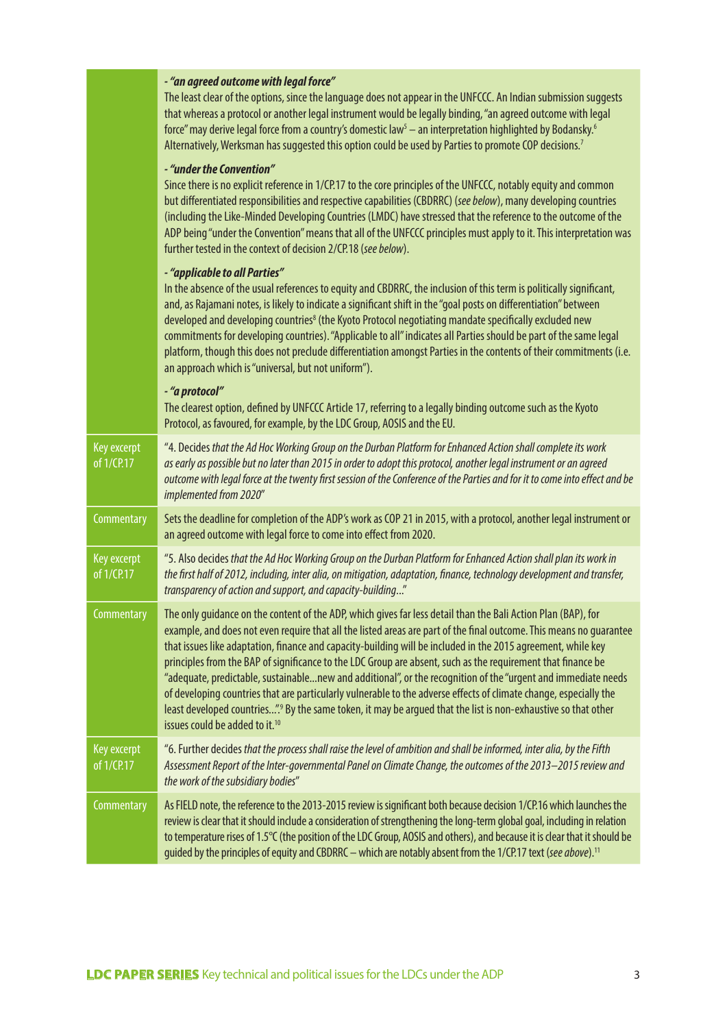| | |
|---|---|
| | ***- "an agreed outcome with legal force"*** The least clear of the options, since the language does not appear in the UNFCCC. An Indian submission suggests that whereas a protocol or another legal instrument would be legally binding, "an agreed outcome with legal force" may derive legal force from a country's domestic law[5] – an interpretation highlighted by Bodansky.[6] Alternatively, Werksman has suggested this option could be used by Parties to promote COP decisions.[7] ***- "under the Convention"*** Since there is no explicit reference in 1/CP.17 to the core principles of the UNFCCC, notably equity and common but differentiated responsibilities and respective capabilities (CBDRRC) (*see below*), many developing countries (including the Like-Minded Developing Countries (LMDC) have stressed that the reference to the outcome of the ADP being "under the Convention" means that all of the UNFCCC principles must apply to it. This interpretation was further tested in the context of decision 2/CP.18 (*see below*). ***- "applicable to all Parties"*** In the absence of the usual references to equity and CBDRRC, the inclusion of this term is politically significant, and, as Rajamani notes, is likely to indicate a significant shift in the "goal posts on differentiation" between developed and developing countries[8] (the Kyoto Protocol negotiating mandate specifically excluded new commitments for developing countries). "Applicable to all" indicates all Parties should be part of the same legal platform, though this does not preclude differentiation amongst Parties in the contents of their commitments (i.e. an approach which is "universal, but not uniform"). ***- "a protocol"*** The clearest option, defined by UNFCCC Article 17, referring to a legally binding outcome such as the Kyoto Protocol, as favoured, for example, by the LDC Group, AOSIS and the EU. |
| Key excerpt of 1/CP.17 | "4. Decides *that the Ad Hoc Working Group on the Durban Platform for Enhanced Action shall complete its work as early as possible but no later than 2015 in order to adopt this protocol, another legal instrument or an agreed outcome with legal force at the twenty first session of the Conference of the Parties and for it to come into effect and be implemented from 2020*" |
| Commentary | Sets the deadline for completion of the ADP's work as COP 21 in 2015, with a protocol, another legal instrument or an agreed outcome with legal force to come into effect from 2020. |
| Key excerpt of 1/CP.17 | "5. Also decides *that the Ad Hoc Working Group on the Durban Platform for Enhanced Action shall plan its work in the first half of 2012, including, inter alia, on mitigation, adaptation, finance, technology development and transfer, transparency of action and support, and capacity-building…*" |
| Commentary | The only guidance on the content of the ADP, which gives far less detail than the Bali Action Plan (BAP), for example, and does not even require that all the listed areas are part of the final outcome. This means no guarantee that issues like adaptation, finance and capacity-building will be included in the 2015 agreement, while key principles from the BAP of significance to the LDC Group are absent, such as the requirement that finance be "adequate, predictable, sustainable…new and additional", or the recognition of the "urgent and immediate needs of developing countries that are particularly vulnerable to the adverse effects of climate change, especially the least developed countries…".[9] By the same token, it may be argued that the list is non-exhaustive so that other issues could be added to it.[10] |
| Key excerpt of 1/CP.17 | "6. Further decides *that the process shall raise the level of ambition and shall be informed, inter alia, by the Fifth Assessment Report of the Inter-governmental Panel on Climate Change, the outcomes of the 2013–2015 review and the work of the subsidiary bodies*" |
| Commentary | As FIELD note, the reference to the 2013-2015 review is significant both because decision 1/CP.16 which launches the review is clear that it should include a consideration of strengthening the long-term global goal, including in relation to temperature rises of 1.5°C (the position of the LDC Group, AOSIS and others), and because it is clear that it should be guided by the principles of equity and CBDRRC – which are notably absent from the 1/CP.17 text (*see above*).[11] |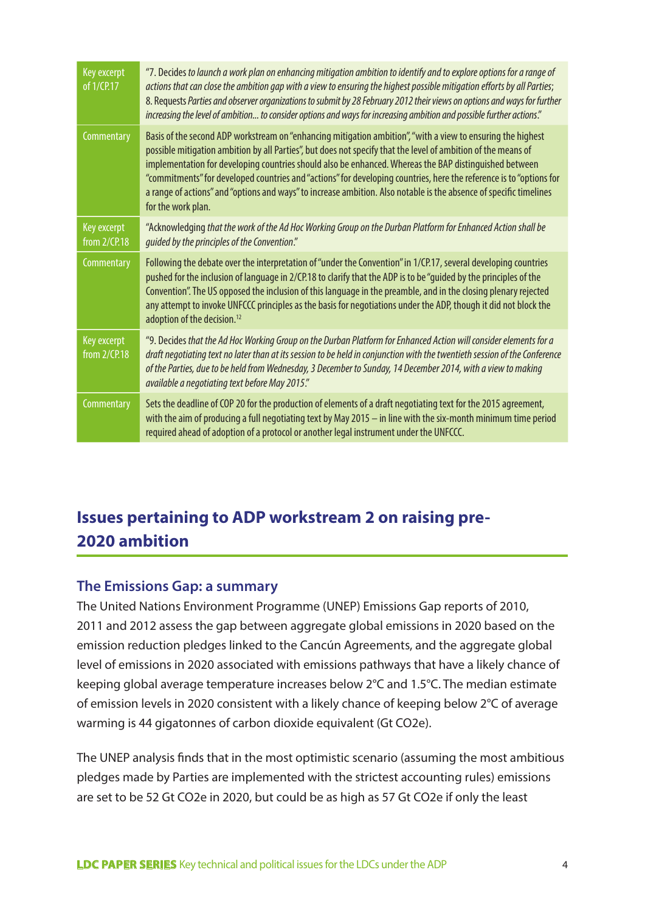| | |
|---|---|
| Key excerpt of 1/CP.17 | "7. Decides *to launch a work plan on enhancing mitigation ambition to identify and to explore options for a range of actions that can close the ambition gap with a view to ensuring the highest possible mitigation efforts by all Parties*; 8. Requests *Parties and observer organizations to submit by 28 February 2012 their views on options and ways for further increasing the level of ambition... to consider options and ways for increasing ambition and possible further actions.*" |
| Commentary | Basis of the second ADP workstream on "enhancing mitigation ambition", "with a view to ensuring the highest possible mitigation ambition by all Parties", but does not specify that the level of ambition of the means of implementation for developing countries should also be enhanced. Whereas the BAP distinguished between "commitments" for developed countries and "actions" for developing countries, here the reference is to "options for a range of actions" and "options and ways" to increase ambition. Also notable is the absence of specific timelines for the work plan. |
| Key excerpt from 2/CP.18 | "Acknowledging *that the work of the Ad Hoc Working Group on the Durban Platform for Enhanced Action shall be guided by the principles of the Convention.*" |
| Commentary | Following the debate over the interpretation of "under the Convention" in 1/CP.17, several developing countries pushed for the inclusion of language in 2/CP.18 to clarify that the ADP is to be "guided by the principles of the Convention". The US opposed the inclusion of this language in the preamble, and in the closing plenary rejected any attempt to invoke UNFCCC principles as the basis for negotiations under the ADP, though it did not block the adoption of the decision.[12] |
| Key excerpt from 2/CP.18 | "9. Decides *that the Ad Hoc Working Group on the Durban Platform for Enhanced Action will consider elements for a draft negotiating text no later than at its session to be held in conjunction with the twentieth session of the Conference of the Parties, due to be held from Wednesday, 3 December to Sunday, 14 December 2014, with a view to making available a negotiating text before May 2015.*" |
| Commentary | Sets the deadline of COP 20 for the production of elements of a draft negotiating text for the 2015 agreement, with the aim of producing a full negotiating text by May 2015 – in line with the six-month minimum time period required ahead of adoption of a protocol or another legal instrument under the UNFCCC. |

## Issues pertaining to ADP workstream 2 on raising pre-2020 ambition

### The Emissions Gap: a summary

The United Nations Environment Programme (UNEP) Emissions Gap reports of 2010, 2011 and 2012 assess the gap between aggregate global emissions in 2020 based on the emission reduction pledges linked to the Cancún Agreements, and the aggregate global level of emissions in 2020 associated with emissions pathways that have a likely chance of keeping global average temperature increases below 2°C and 1.5°C. The median estimate of emission levels in 2020 consistent with a likely chance of keeping below 2°C of average warming is 44 gigatonnes of carbon dioxide equivalent (Gt CO2e).

The UNEP analysis finds that in the most optimistic scenario (assuming the most ambitious pledges made by Parties are implemented with the strictest accounting rules) emissions are set to be 52 Gt CO2e in 2020, but could be as high as 57 Gt CO2e if only the least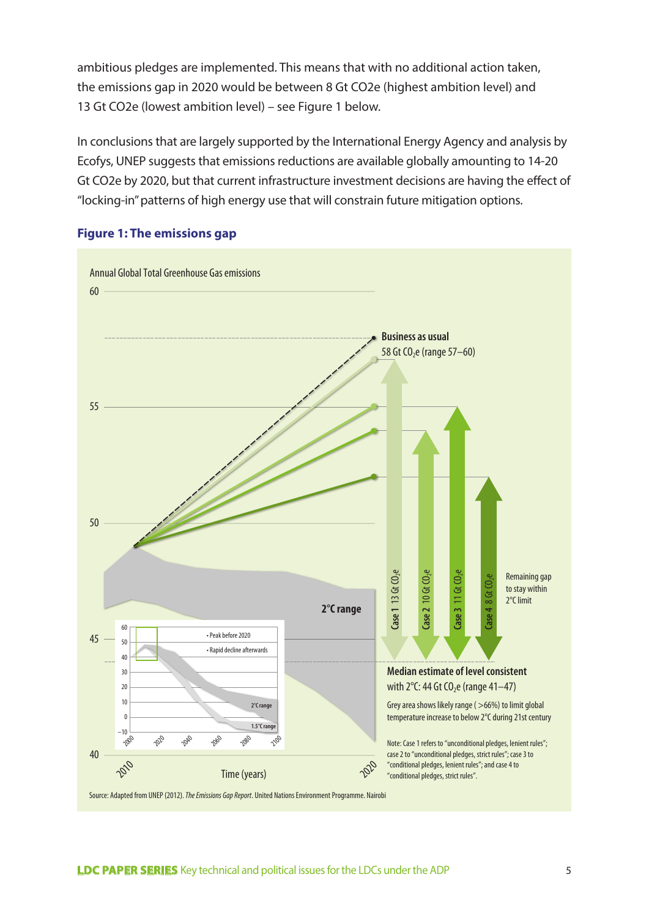ambitious pledges are implemented. This means that with no additional action taken, the emissions gap in 2020 would be between 8 Gt CO2e (highest ambition level) and 13 Gt CO2e (lowest ambition level) – see Figure 1 below.

In conclusions that are largely supported by the International Energy Agency and analysis by Ecofys, UNEP suggests that emissions reductions are available globally amounting to 14-20 Gt CO2e by 2020, but that current infrastructure investment decisions are having the effect of "locking-in" patterns of high energy use that will constrain future mitigation options.

**Figure 1: The emissions gap**

Annual Global Total Greenhouse Gas emissions

**Business as usual**
58 Gt $CO_2e$ (range 57–60)

Case 1 13 Gt $CO_2e$

Case 2 10 Gt $CO_2e$

Case 3 11 Gt $CO_2e$

Case 4 8 Gt $CO_2e$

Remaining gap to stay within 2°C limit

**2°C range**

• Peak before 2020

• Rapid decline afterwards

**Median estimate of level consistent** with 2°C: 44 Gt $CO_2e$ (range 41–47)

Grey area shows likely range (>66%) to limit global temperature increase to below 2°C during 21st century

Note: Case 1 refers to "unconditional pledges, lenient rules"; case 2 to "unconditional pledges, strict rules"; case 3 to "conditional pledges, lenient rules"; and case 4 to "conditional pledges, strict rules".

Time (years)

Source: Adapted from UNEP (2012). *The Emissions Gap Report*. United Nations Environment Programme. Nairobi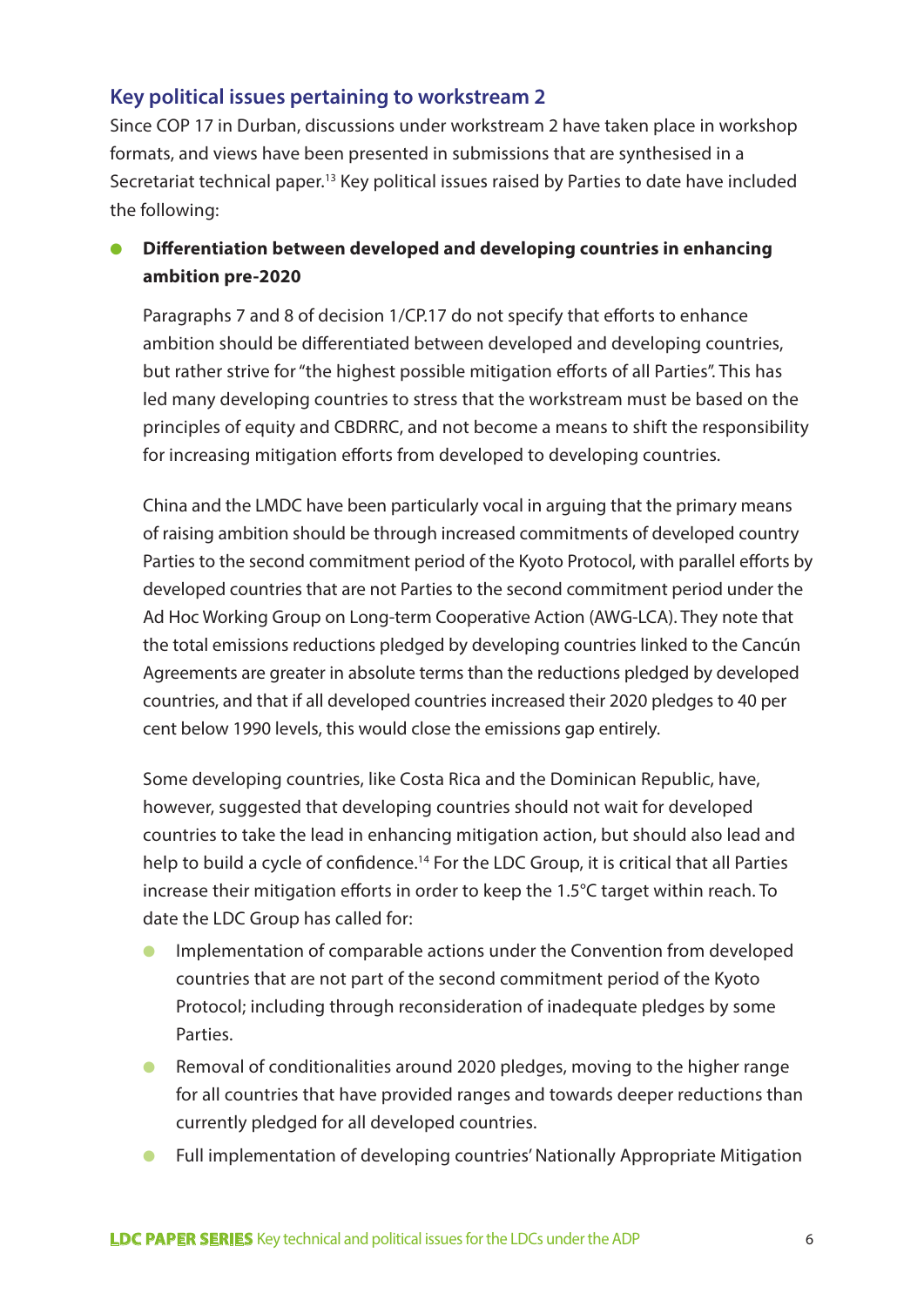## Key political issues pertaining to workstream 2

Since COP 17 in Durban, discussions under workstream 2 have taken place in workshop formats, and views have been presented in submissions that are synthesised in a Secretariat technical paper.[13] Key political issues raised by Parties to date have included the following:

- **Differentiation between developed and developing countries in enhancing ambition pre-2020**

  Paragraphs 7 and 8 of decision 1/CP.17 do not specify that efforts to enhance ambition should be differentiated between developed and developing countries, but rather strive for "the highest possible mitigation efforts of all Parties". This has led many developing countries to stress that the workstream must be based on the principles of equity and CBDRRC, and not become a means to shift the responsibility for increasing mitigation efforts from developed to developing countries.

  China and the LMDC have been particularly vocal in arguing that the primary means of raising ambition should be through increased commitments of developed country Parties to the second commitment period of the Kyoto Protocol, with parallel efforts by developed countries that are not Parties to the second commitment period under the Ad Hoc Working Group on Long-term Cooperative Action (AWG-LCA). They note that the total emissions reductions pledged by developing countries linked to the Cancún Agreements are greater in absolute terms than the reductions pledged by developed countries, and that if all developed countries increased their 2020 pledges to 40 per cent below 1990 levels, this would close the emissions gap entirely.

  Some developing countries, like Costa Rica and the Dominican Republic, have, however, suggested that developing countries should not wait for developed countries to take the lead in enhancing mitigation action, but should also lead and help to build a cycle of confidence.[14] For the LDC Group, it is critical that all Parties increase their mitigation efforts in order to keep the 1.5°C target within reach. To date the LDC Group has called for:

  - Implementation of comparable actions under the Convention from developed countries that are not part of the second commitment period of the Kyoto Protocol; including through reconsideration of inadequate pledges by some Parties.
  - Removal of conditionalities around 2020 pledges, moving to the higher range for all countries that have provided ranges and towards deeper reductions than currently pledged for all developed countries.
  - Full implementation of developing countries' Nationally Appropriate Mitigation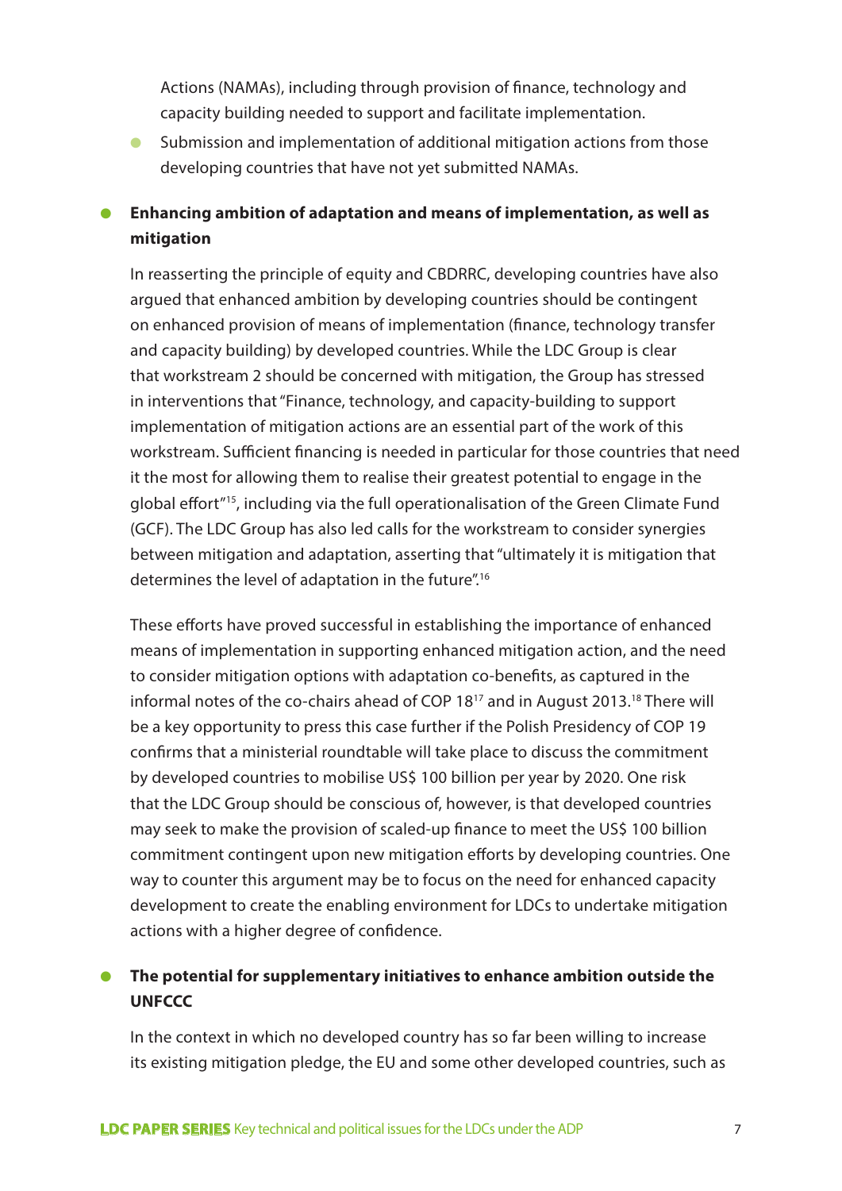Actions (NAMAs), including through provision of finance, technology and capacity building needed to support and facilitate implementation.

- Submission and implementation of additional mitigation actions from those developing countries that have not yet submitted NAMAs.

- **Enhancing ambition of adaptation and means of implementation, as well as mitigation**

  In reasserting the principle of equity and CBDRRC, developing countries have also argued that enhanced ambition by developing countries should be contingent on enhanced provision of means of implementation (finance, technology transfer and capacity building) by developed countries. While the LDC Group is clear that workstream 2 should be concerned with mitigation, the Group has stressed in interventions that "Finance, technology, and capacity-building to support implementation of mitigation actions are an essential part of the work of this workstream. Sufficient financing is needed in particular for those countries that need it the most for allowing them to realise their greatest potential to engage in the global effort"[15], including via the full operationalisation of the Green Climate Fund (GCF). The LDC Group has also led calls for the workstream to consider synergies between mitigation and adaptation, asserting that "ultimately it is mitigation that determines the level of adaptation in the future".[16]

  These efforts have proved successful in establishing the importance of enhanced means of implementation in supporting enhanced mitigation action, and the need to consider mitigation options with adaptation co-benefits, as captured in the informal notes of the co-chairs ahead of COP 18[17] and in August 2013.[18] There will be a key opportunity to press this case further if the Polish Presidency of COP 19 confirms that a ministerial roundtable will take place to discuss the commitment by developed countries to mobilise US$ 100 billion per year by 2020. One risk that the LDC Group should be conscious of, however, is that developed countries may seek to make the provision of scaled-up finance to meet the US$ 100 billion commitment contingent upon new mitigation efforts by developing countries. One way to counter this argument may be to focus on the need for enhanced capacity development to create the enabling environment for LDCs to undertake mitigation actions with a higher degree of confidence.

- **The potential for supplementary initiatives to enhance ambition outside the UNFCCC**

  In the context in which no developed country has so far been willing to increase its existing mitigation pledge, the EU and some other developed countries, such as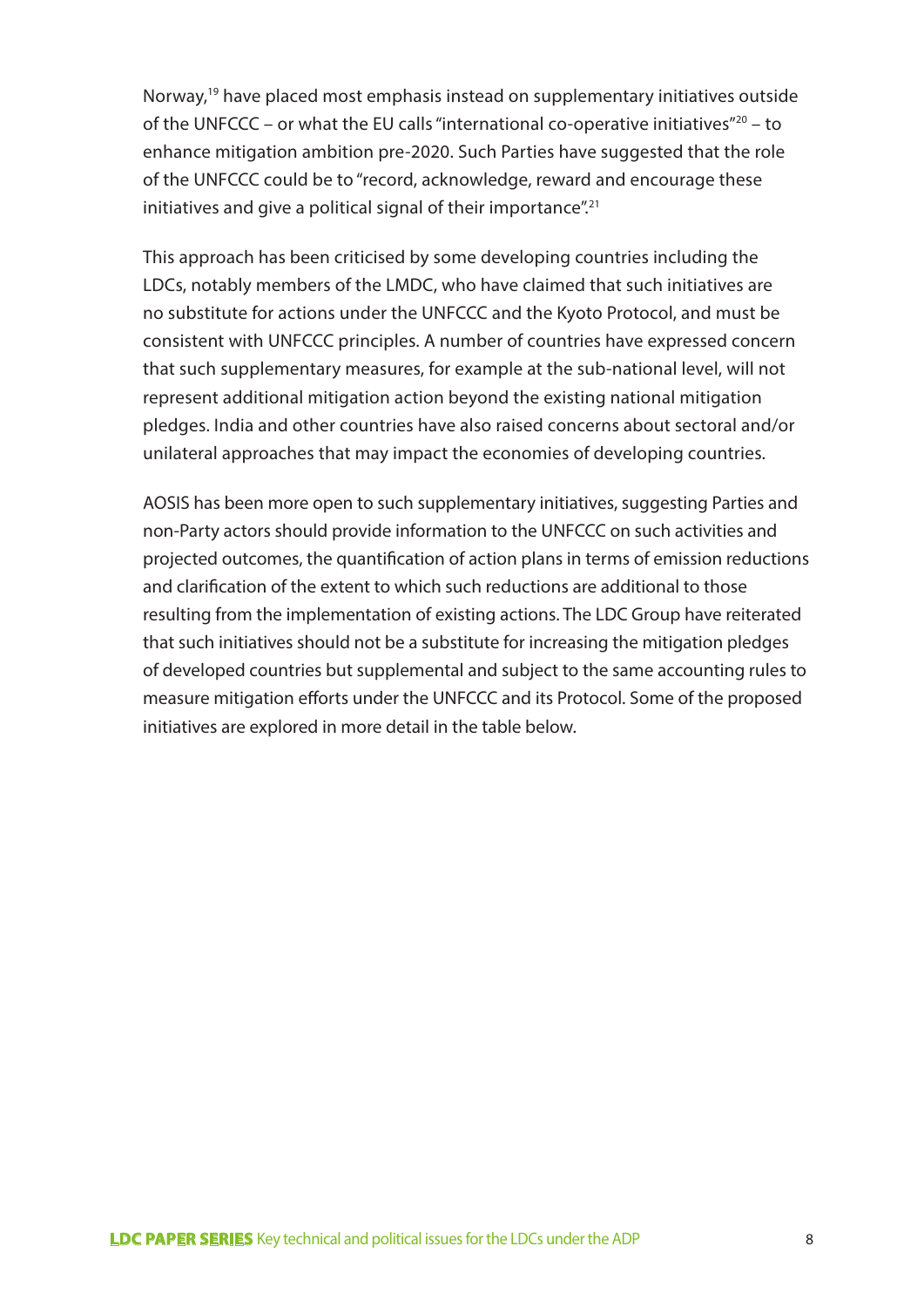Norway,[19] have placed most emphasis instead on supplementary initiatives outside of the UNFCCC – or what the EU calls "international co-operative initiatives"[20] – to enhance mitigation ambition pre-2020. Such Parties have suggested that the role of the UNFCCC could be to "record, acknowledge, reward and encourage these initiatives and give a political signal of their importance".[21]

This approach has been criticised by some developing countries including the LDCs, notably members of the LMDC, who have claimed that such initiatives are no substitute for actions under the UNFCCC and the Kyoto Protocol, and must be consistent with UNFCCC principles. A number of countries have expressed concern that such supplementary measures, for example at the sub-national level, will not represent additional mitigation action beyond the existing national mitigation pledges. India and other countries have also raised concerns about sectoral and/or unilateral approaches that may impact the economies of developing countries.

AOSIS has been more open to such supplementary initiatives, suggesting Parties and non-Party actors should provide information to the UNFCCC on such activities and projected outcomes, the quantification of action plans in terms of emission reductions and clarification of the extent to which such reductions are additional to those resulting from the implementation of existing actions. The LDC Group have reiterated that such initiatives should not be a substitute for increasing the mitigation pledges of developed countries but supplemental and subject to the same accounting rules to measure mitigation efforts under the UNFCCC and its Protocol. Some of the proposed initiatives are explored in more detail in the table below.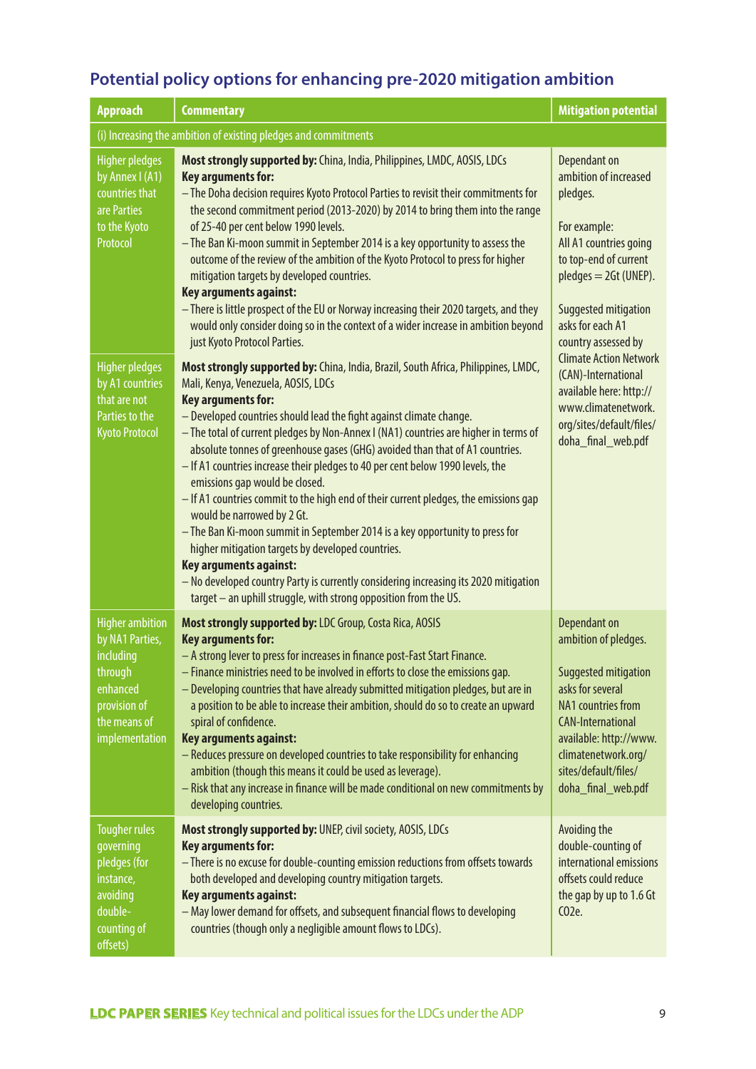## Potential policy options for enhancing pre-2020 mitigation ambition

| Approach | Commentary | Mitigation potential |
|---|---|---|
| (i) Increasing the ambition of existing pledges and commitments | | |
| Higher pledges by Annex I (A1) countries that are Parties to the Kyoto Protocol | **Most strongly supported by:** China, India, Philippines, LMDC, AOSIS, LDCs<br>**Key arguments for:**<br>– The Doha decision requires Kyoto Protocol Parties to revisit their commitments for the second commitment period (2013-2020) by 2014 to bring them into the range of 25-40 per cent below 1990 levels.<br>– The Ban Ki-moon summit in September 2014 is a key opportunity to assess the outcome of the review of the ambition of the Kyoto Protocol to press for higher mitigation targets by developed countries.<br>**Key arguments against:**<br>– There is little prospect of the EU or Norway increasing their 2020 targets, and they would only consider doing so in the context of a wider increase in ambition beyond just Kyoto Protocol Parties. | Dependant on ambition of increased pledges.<br><br>For example: All A1 countries going to top-end of current pledges = 2Gt (UNEP).<br><br>Suggested mitigation asks for each A1 country assessed by Climate Action Network (CAN)-International available here: http://www.climatenetwork.org/sites/default/files/doha_final_web.pdf |
| Higher pledges by A1 countries that are not Parties to the Kyoto Protocol | **Most strongly supported by:** China, India, Brazil, South Africa, Philippines, LMDC, Mali, Kenya, Venezuela, AOSIS, LDCs<br>**Key arguments for:**<br>– Developed countries should lead the fight against climate change.<br>– The total of current pledges by Non-Annex I (NA1) countries are higher in terms of absolute tonnes of greenhouse gases (GHG) avoided than that of A1 countries.<br>– If A1 countries increase their pledges to 40 per cent below 1990 levels, the emissions gap would be closed.<br>– If A1 countries commit to the high end of their current pledges, the emissions gap would be narrowed by 2 Gt.<br>– The Ban Ki-moon summit in September 2014 is a key opportunity to press for higher mitigation targets by developed countries.<br>**Key arguments against:**<br>– No developed country Party is currently considering increasing its 2020 mitigation target – an uphill struggle, with strong opposition from the US. | |
| Higher ambition by NA1 Parties, including through enhanced provision of the means of implementation | **Most strongly supported by:** LDC Group, Costa Rica, AOSIS<br>**Key arguments for:**<br>– A strong lever to press for increases in finance post-Fast Start Finance.<br>– Finance ministries need to be involved in efforts to close the emissions gap.<br>– Developing countries that have already submitted mitigation pledges, but are in a position to be able to increase their ambition, should do so to create an upward spiral of confidence.<br>**Key arguments against:**<br>– Reduces pressure on developed countries to take responsibility for enhancing ambition (though this means it could be used as leverage).<br>– Risk that any increase in finance will be made conditional on new commitments by developing countries. | Dependant on ambition of pledges.<br><br>Suggested mitigation asks for several NA1 countries from CAN-International available: http://www.climatenetwork.org/sites/default/files/doha_final_web.pdf |
| Tougher rules governing pledges (for instance, avoiding double-counting of offsets) | **Most strongly supported by:** UNEP, civil society, AOSIS, LDCs<br>**Key arguments for:**<br>– There is no excuse for double-counting emission reductions from offsets towards both developed and developing country mitigation targets.<br>**Key arguments against:**<br>– May lower demand for offsets, and subsequent financial flows to developing countries (though only a negligible amount flows to LDCs). | Avoiding the double-counting of international emissions offsets could reduce the gap by up to 1.6 Gt $CO_2e$. |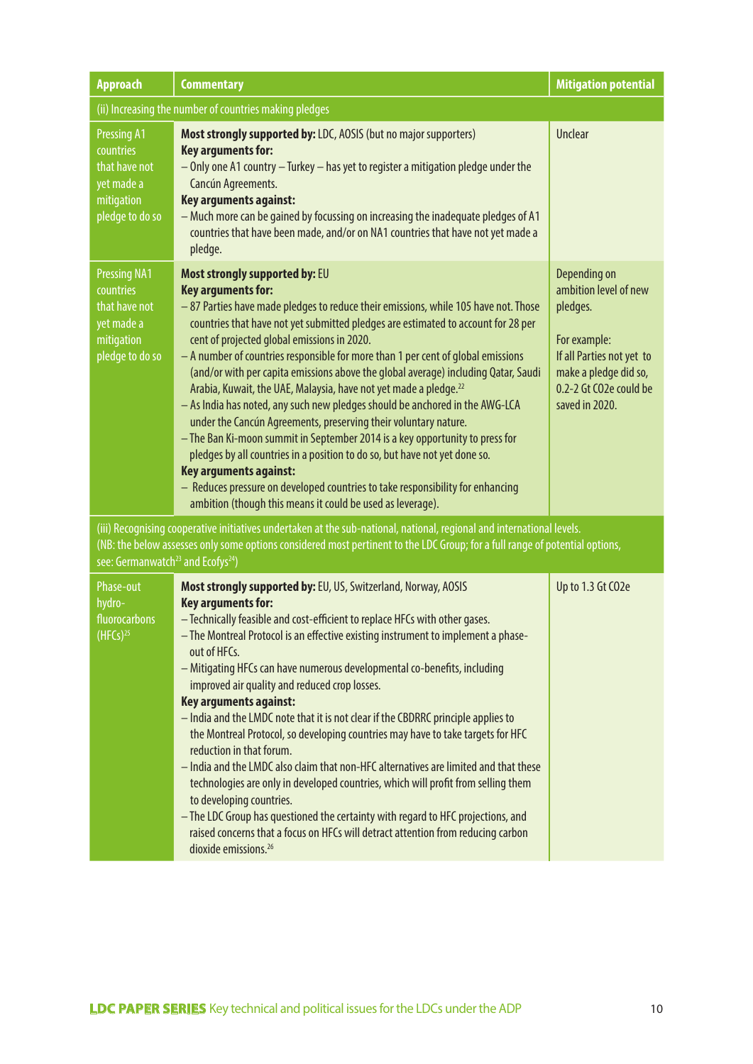| Approach | Commentary | Mitigation potential |
|---|---|---|
| (ii) Increasing the number of countries making pledges | | |
| Pressing A1 countries that have not yet made a mitigation pledge to do so | **Most strongly supported by:** LDC, AOSIS (but no major supporters)<br>**Key arguments for:**<br>– Only one A1 country – Turkey – has yet to register a mitigation pledge under the Cancún Agreements.<br>**Key arguments against:**<br>– Much more can be gained by focussing on increasing the inadequate pledges of A1 countries that have been made, and/or on NA1 countries that have not yet made a pledge. | Unclear |
| Pressing NA1 countries that have not yet made a mitigation pledge to do so | **Most strongly supported by:** EU<br>**Key arguments for:**<br>– 87 Parties have made pledges to reduce their emissions, while 105 have not. Those countries that have not yet submitted pledges are estimated to account for 28 per cent of projected global emissions in 2020.<br>– A number of countries responsible for more than 1 per cent of global emissions (and/or with per capita emissions above the global average) including Qatar, Saudi Arabia, Kuwait, the UAE, Malaysia, have not yet made a pledge.[22]<br>– As India has noted, any such new pledges should be anchored in the AWG-LCA under the Cancún Agreements, preserving their voluntary nature.<br>– The Ban Ki-moon summit in September 2014 is a key opportunity to press for pledges by all countries in a position to do so, but have not yet done so.<br>**Key arguments against:**<br>– Reduces pressure on developed countries to take responsibility for enhancing ambition (though this means it could be used as leverage). | Depending on ambition level of new pledges.<br><br>For example:<br>If all Parties not yet to make a pledge did so, 0.2-2 Gt CO2e could be saved in 2020. |
| (iii) Recognising cooperative initiatives undertaken at the sub-national, national, regional and international levels.<br>(NB: the below assesses only some options considered most pertinent to the LDC Group; for a full range of potential options, see: Germanwatch[23] and Ecofys[24]) | | |
| Phase-out hydro-fluorocarbons (HFCs)[25] | **Most strongly supported by:** EU, US, Switzerland, Norway, AOSIS<br>**Key arguments for:**<br>– Technically feasible and cost-efficient to replace HFCs with other gases.<br>– The Montreal Protocol is an effective existing instrument to implement a phase-out of HFCs.<br>– Mitigating HFCs can have numerous developmental co-benefits, including improved air quality and reduced crop losses.<br>**Key arguments against:**<br>– India and the LMDC note that it is not clear if the CBDRRC principle applies to the Montreal Protocol, so developing countries may have to take targets for HFC reduction in that forum.<br>– India and the LMDC also claim that non-HFC alternatives are limited and that these technologies are only in developed countries, which will profit from selling them to developing countries.<br>– The LDC Group has questioned the certainty with regard to HFC projections, and raised concerns that a focus on HFCs will detract attention from reducing carbon dioxide emissions.[26] | Up to 1.3 Gt CO2e |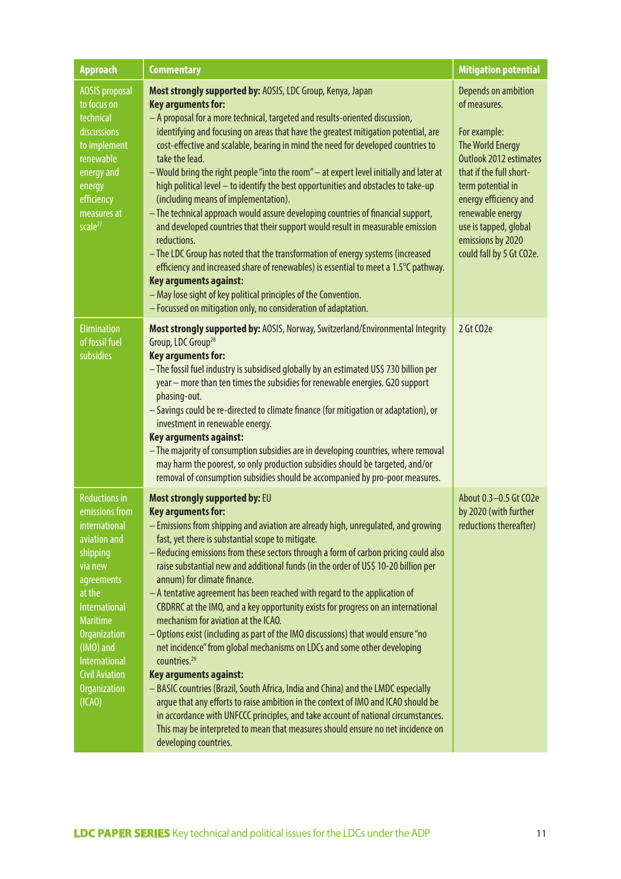| Approach | Commentary | Mitigation potential |
|---|---|---|
| AOSIS proposal to focus on technical discussions to implement renewable energy and energy efficiency measures at scale[27] | **Most strongly supported by:** AOSIS, LDC Group, Kenya, Japan<br>**Key arguments for:**<br>– A proposal for a more technical, targeted and results-oriented discussion, identifying and focusing on areas that have the greatest mitigation potential, are cost-effective and scalable, bearing in mind the need for developed countries to take the lead.<br>– Would bring the right people "into the room" – at expert level initially and later at high political level – to identify the best opportunities and obstacles to take-up (including means of implementation).<br>– The technical approach would assure developing countries of financial support, and developed countries that their support would result in measurable emission reductions.<br>– The LDC Group has noted that the transformation of energy systems (increased efficiency and increased share of renewables) is essential to meet a 1.5°C pathway.<br>**Key arguments against:**<br>– May lose sight of key political principles of the Convention.<br>– Focussed on mitigation only, no consideration of adaptation. | Depends on ambition of measures.<br><br>For example: The World Energy Outlook 2012 estimates that if the full short-term potential in energy efficiency and renewable energy use is tapped, global emissions by 2020 could fall by 5 Gt CO2e. |
| Elimination of fossil fuel subsidies | **Most strongly supported by:** AOSIS, Norway, Switzerland/Environmental Integrity Group, LDC Group[28]<br>**Key arguments for:**<br>– The fossil fuel industry is subsidised globally by an estimated US$ 730 billion per year – more than ten times the subsidies for renewable energies. G20 support phasing-out.<br>– Savings could be re-directed to climate finance (for mitigation or adaptation), or investment in renewable energy.<br>**Key arguments against:**<br>– The majority of consumption subsidies are in developing countries, where removal may harm the poorest, so only production subsidies should be targeted, and/or removal of consumption subsidies should be accompanied by pro-poor measures. | 2 Gt CO2e |
| Reductions in emissions from international aviation and shipping via new agreements at the International Maritime Organization (IMO) and International Civil Aviation Organization (ICAO) | **Most strongly supported by:** EU<br>**Key arguments for:**<br>– Emissions from shipping and aviation are already high, unregulated, and growing fast, yet there is substantial scope to mitigate.<br>– Reducing emissions from these sectors through a form of carbon pricing could also raise substantial new and additional funds (in the order of US$ 10-20 billion per annum) for climate finance.<br>– A tentative agreement has been reached with regard to the application of CBDRRC at the IMO, and a key opportunity exists for progress on an international mechanism for aviation at the ICAO.<br>– Options exist (including as part of the IMO discussions) that would ensure "no net incidence" from global mechanisms on LDCs and some other developing countries.[29]<br>**Key arguments against:**<br>– BASIC countries (Brazil, South Africa, India and China) and the LMDC especially argue that any efforts to raise ambition in the context of IMO and ICAO should be in accordance with UNFCCC principles, and take account of national circumstances. This may be interpreted to mean that measures should ensure no net incidence on developing countries. | About 0.3–0.5 Gt CO2e by 2020 (with further reductions thereafter) |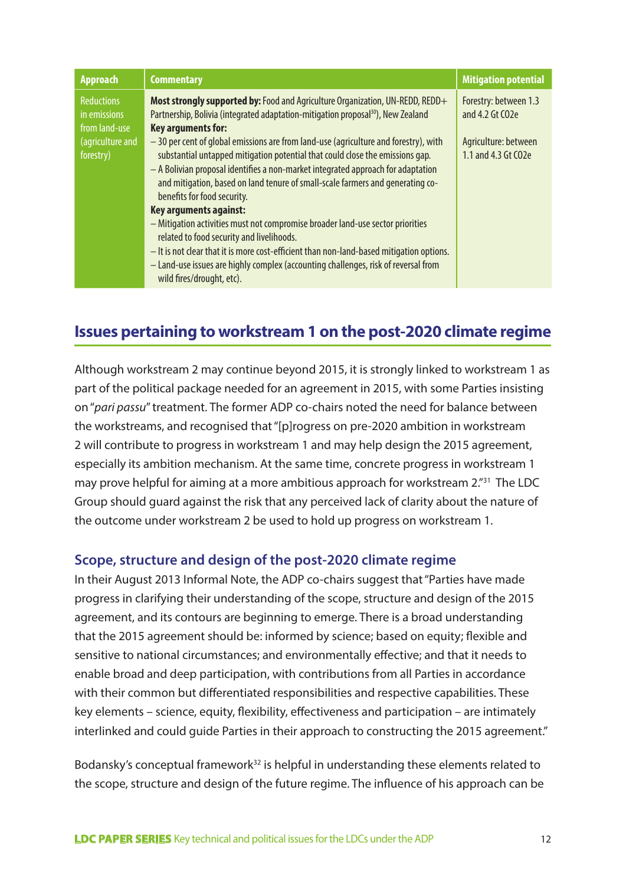| Approach | Commentary | Mitigation potential |
|---|---|---|
| Reductions in emissions from land-use (agriculture and forestry) | **Most strongly supported by:** Food and Agriculture Organization, UN-REDD, REDD+ Partnership, Bolivia (integrated adaptation-mitigation proposal[30]), New Zealand<br>**Key arguments for:**<br>– 30 per cent of global emissions are from land-use (agriculture and forestry), with substantial untapped mitigation potential that could close the emissions gap.<br>– A Bolivian proposal identifies a non-market integrated approach for adaptation and mitigation, based on land tenure of small-scale farmers and generating co-benefits for food security.<br>**Key arguments against:**<br>– Mitigation activities must not compromise broader land-use sector priorities related to food security and livelihoods.<br>– It is not clear that it is more cost-efficient than non-land-based mitigation options.<br>– Land-use issues are highly complex (accounting challenges, risk of reversal from wild fires/drought, etc). | Forestry: between 1.3 and 4.2 Gt CO2e<br><br>Agriculture: between 1.1 and 4.3 Gt CO2e |

## Issues pertaining to workstream 1 on the post-2020 climate regime

Although workstream 2 may continue beyond 2015, it is strongly linked to workstream 1 as part of the political package needed for an agreement in 2015, with some Parties insisting on "*pari passu*" treatment. The former ADP co-chairs noted the need for balance between the workstreams, and recognised that "[p]rogress on pre-2020 ambition in workstream 2 will contribute to progress in workstream 1 and may help design the 2015 agreement, especially its ambition mechanism. At the same time, concrete progress in workstream 1 may prove helpful for aiming at a more ambitious approach for workstream 2."[31] The LDC Group should guard against the risk that any perceived lack of clarity about the nature of the outcome under workstream 2 be used to hold up progress on workstream 1.

### Scope, structure and design of the post-2020 climate regime

In their August 2013 Informal Note, the ADP co-chairs suggest that "Parties have made progress in clarifying their understanding of the scope, structure and design of the 2015 agreement, and its contours are beginning to emerge. There is a broad understanding that the 2015 agreement should be: informed by science; based on equity; flexible and sensitive to national circumstances; and environmentally effective; and that it needs to enable broad and deep participation, with contributions from all Parties in accordance with their common but differentiated responsibilities and respective capabilities. These key elements – science, equity, flexibility, effectiveness and participation – are intimately interlinked and could guide Parties in their approach to constructing the 2015 agreement."

Bodansky's conceptual framework[32] is helpful in understanding these elements related to the scope, structure and design of the future regime. The influence of his approach can be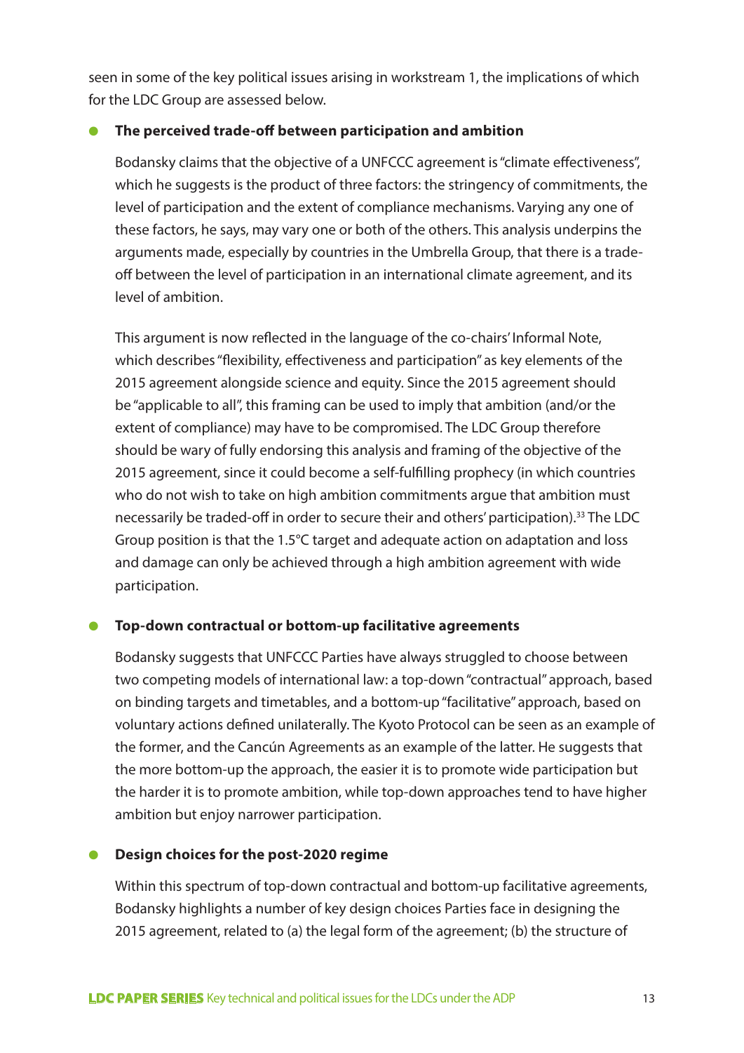seen in some of the key political issues arising in workstream 1, the implications of which for the LDC Group are assessed below.

- **The perceived trade-off between participation and ambition**

  Bodansky claims that the objective of a UNFCCC agreement is "climate effectiveness", which he suggests is the product of three factors: the stringency of commitments, the level of participation and the extent of compliance mechanisms. Varying any one of these factors, he says, may vary one or both of the others. This analysis underpins the arguments made, especially by countries in the Umbrella Group, that there is a trade-off between the level of participation in an international climate agreement, and its level of ambition.

  This argument is now reflected in the language of the co-chairs' Informal Note, which describes "flexibility, effectiveness and participation" as key elements of the 2015 agreement alongside science and equity. Since the 2015 agreement should be "applicable to all", this framing can be used to imply that ambition (and/or the extent of compliance) may have to be compromised. The LDC Group therefore should be wary of fully endorsing this analysis and framing of the objective of the 2015 agreement, since it could become a self-fulfilling prophecy (in which countries who do not wish to take on high ambition commitments argue that ambition must necessarily be traded-off in order to secure their and others' participation).[33] The LDC Group position is that the 1.5°C target and adequate action on adaptation and loss and damage can only be achieved through a high ambition agreement with wide participation.

- **Top-down contractual or bottom-up facilitative agreements**

  Bodansky suggests that UNFCCC Parties have always struggled to choose between two competing models of international law: a top-down "contractual" approach, based on binding targets and timetables, and a bottom-up "facilitative" approach, based on voluntary actions defined unilaterally. The Kyoto Protocol can be seen as an example of the former, and the Cancún Agreements as an example of the latter. He suggests that the more bottom-up the approach, the easier it is to promote wide participation but the harder it is to promote ambition, while top-down approaches tend to have higher ambition but enjoy narrower participation.

- **Design choices for the post-2020 regime**

  Within this spectrum of top-down contractual and bottom-up facilitative agreements, Bodansky highlights a number of key design choices Parties face in designing the 2015 agreement, related to (a) the legal form of the agreement; (b) the structure of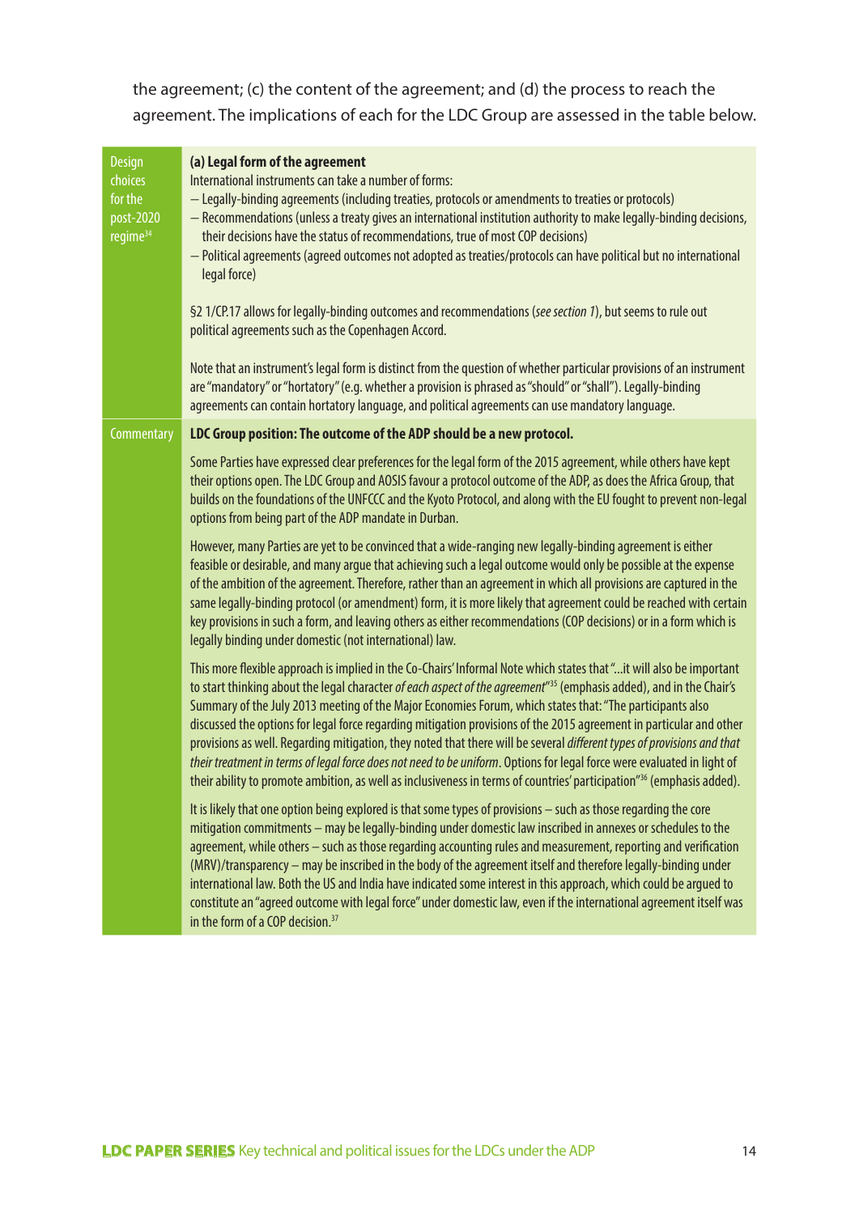the agreement; (c) the content of the agreement; and (d) the process to reach the agreement. The implications of each for the LDC Group are assessed in the table below.

| | |
|---|---|
| Design choices for the post-2020 regime[34] | **(a) Legal form of the agreement**<br>International instruments can take a number of forms:<br>– Legally-binding agreements (including treaties, protocols or amendments to treaties or protocols)<br>– Recommendations (unless a treaty gives an international institution authority to make legally-binding decisions, their decisions have the status of recommendations, true of most COP decisions)<br>– Political agreements (agreed outcomes not adopted as treaties/protocols can have political but no international legal force)<br><br>§2 1/CP.17 allows for legally-binding outcomes and recommendations (*see section 1*), but seems to rule out political agreements such as the Copenhagen Accord.<br><br>Note that an instrument's legal form is distinct from the question of whether particular provisions of an instrument are "mandatory" or "hortatory" (e.g. whether a provision is phrased as "should" or "shall"). Legally-binding agreements can contain hortatory language, and political agreements can use mandatory language. |
| Commentary | **LDC Group position: The outcome of the ADP should be a new protocol.**<br><br>Some Parties have expressed clear preferences for the legal form of the 2015 agreement, while others have kept their options open. The LDC Group and AOSIS favour a protocol outcome of the ADP, as does the Africa Group, that builds on the foundations of the UNFCCC and the Kyoto Protocol, and along with the EU fought to prevent non-legal options from being part of the ADP mandate in Durban.<br><br>However, many Parties are yet to be convinced that a wide-ranging new legally-binding agreement is either feasible or desirable, and many argue that achieving such a legal outcome would only be possible at the expense of the ambition of the agreement. Therefore, rather than an agreement in which all provisions are captured in the same legally-binding protocol (or amendment) form, it is more likely that agreement could be reached with certain key provisions in such a form, and leaving others as either recommendations (COP decisions) or in a form which is legally binding under domestic (not international) law.<br><br>This more flexible approach is implied in the Co-Chairs' Informal Note which states that "...it will also be important to start thinking about the legal character *of each aspect of the agreement*"[35] (emphasis added), and in the Chair's Summary of the July 2013 meeting of the Major Economies Forum, which states that: "The participants also discussed the options for legal force regarding mitigation provisions of the 2015 agreement in particular and other provisions as well. Regarding mitigation, they noted that there will be several *different types of provisions and that their treatment in terms of legal force does not need to be uniform*. Options for legal force were evaluated in light of their ability to promote ambition, as well as inclusiveness in terms of countries' participation"[36] (emphasis added).<br><br>It is likely that one option being explored is that some types of provisions – such as those regarding the core mitigation commitments – may be legally-binding under domestic law inscribed in annexes or schedules to the agreement, while others – such as those regarding accounting rules and measurement, reporting and verification (MRV)/transparency – may be inscribed in the body of the agreement itself and therefore legally-binding under international law. Both the US and India have indicated some interest in this approach, which could be argued to constitute an "agreed outcome with legal force" under domestic law, even if the international agreement itself was in the form of a COP decision.[37] |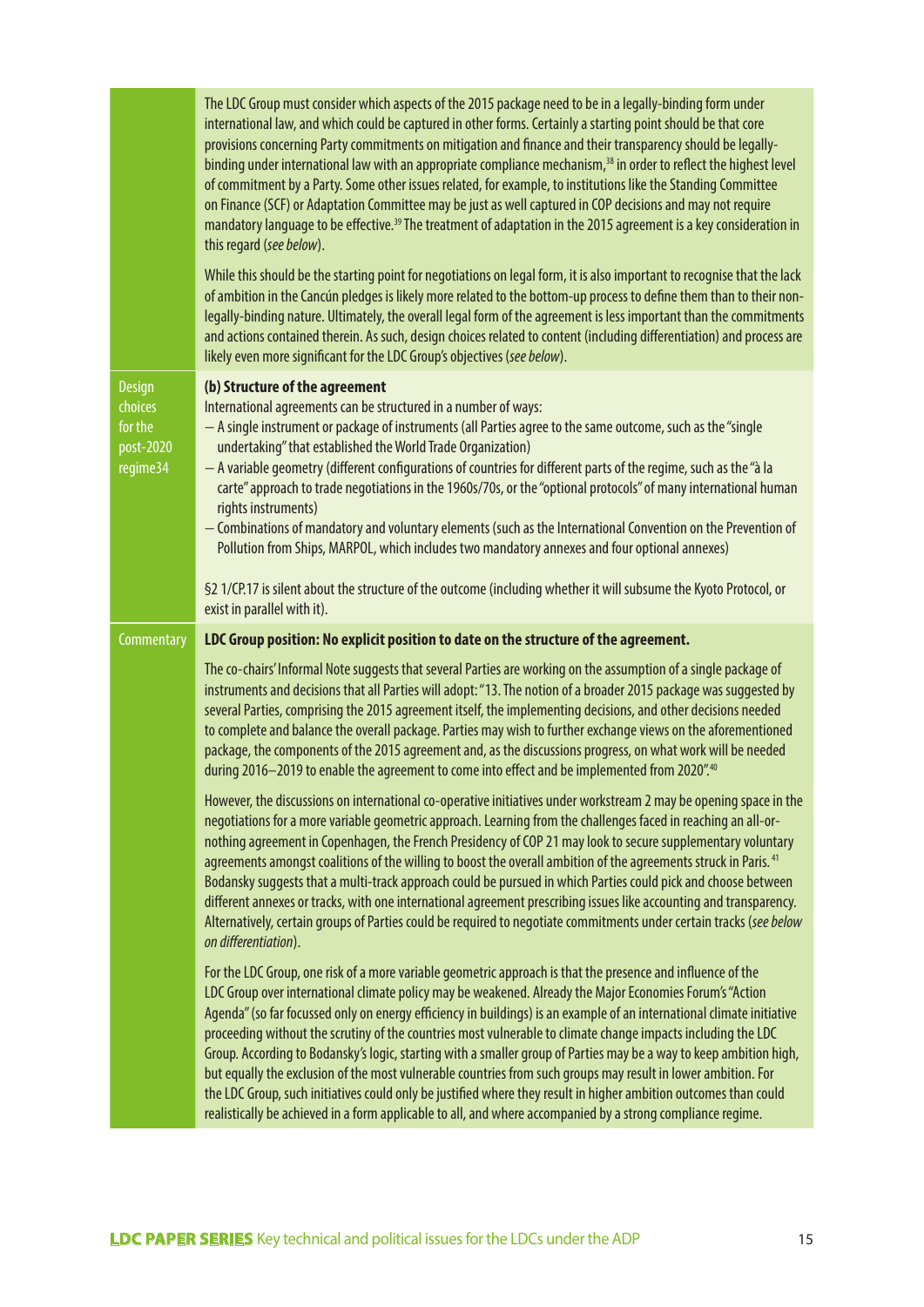The LDC Group must consider which aspects of the 2015 package need to be in a legally-binding form under international law, and which could be captured in other forms. Certainly a starting point should be that core provisions concerning Party commitments on mitigation and finance and their transparency should be legally-binding under international law with an appropriate compliance mechanism,[38] in order to reflect the highest level of commitment by a Party. Some other issues related, for example, to institutions like the Standing Committee on Finance (SCF) or Adaptation Committee may be just as well captured in COP decisions and may not require mandatory language to be effective.[39] The treatment of adaptation in the 2015 agreement is a key consideration in this regard (*see below*).

While this should be the starting point for negotiations on legal form, it is also important to recognise that the lack of ambition in the Cancún pledges is likely more related to the bottom-up process to define them than to their non-legally-binding nature. Ultimately, the overall legal form of the agreement is less important than the commitments and actions contained therein. As such, design choices related to content (including differentiation) and process are likely even more significant for the LDC Group's objectives (*see below*).

**Design choices for the post-2020 regime34**

**(b) Structure of the agreement**

International agreements can be structured in a number of ways:

- A single instrument or package of instruments (all Parties agree to the same outcome, such as the "single undertaking" that established the World Trade Organization)
- A variable geometry (different configurations of countries for different parts of the regime, such as the "à la carte" approach to trade negotiations in the 1960s/70s, or the "optional protocols" of many international human rights instruments)
- Combinations of mandatory and voluntary elements (such as the International Convention on the Prevention of Pollution from Ships, MARPOL, which includes two mandatory annexes and four optional annexes)

§2 1/CP.17 is silent about the structure of the outcome (including whether it will subsume the Kyoto Protocol, or exist in parallel with it).

**Commentary**

**LDC Group position: No explicit position to date on the structure of the agreement.**

The co-chairs' Informal Note suggests that several Parties are working on the assumption of a single package of instruments and decisions that all Parties will adopt: "13. The notion of a broader 2015 package was suggested by several Parties, comprising the 2015 agreement itself, the implementing decisions, and other decisions needed to complete and balance the overall package. Parties may wish to further exchange views on the aforementioned package, the components of the 2015 agreement and, as the discussions progress, on what work will be needed during 2016–2019 to enable the agreement to come into effect and be implemented from 2020".[40]

However, the discussions on international co-operative initiatives under workstream 2 may be opening space in the negotiations for a more variable geometric approach. Learning from the challenges faced in reaching an all-or-nothing agreement in Copenhagen, the French Presidency of COP 21 may look to secure supplementary voluntary agreements amongst coalitions of the willing to boost the overall ambition of the agreements struck in Paris.[41] Bodansky suggests that a multi-track approach could be pursued in which Parties could pick and choose between different annexes or tracks, with one international agreement prescribing issues like accounting and transparency. Alternatively, certain groups of Parties could be required to negotiate commitments under certain tracks (*see below on differentiation*).

For the LDC Group, one risk of a more variable geometric approach is that the presence and influence of the LDC Group over international climate policy may be weakened. Already the Major Economies Forum's "Action Agenda" (so far focussed only on energy efficiency in buildings) is an example of an international climate initiative proceeding without the scrutiny of the countries most vulnerable to climate change impacts including the LDC Group. According to Bodansky's logic, starting with a smaller group of Parties may be a way to keep ambition high, but equally the exclusion of the most vulnerable countries from such groups may result in lower ambition. For the LDC Group, such initiatives could only be justified where they result in higher ambition outcomes than could realistically be achieved in a form applicable to all, and where accompanied by a strong compliance regime.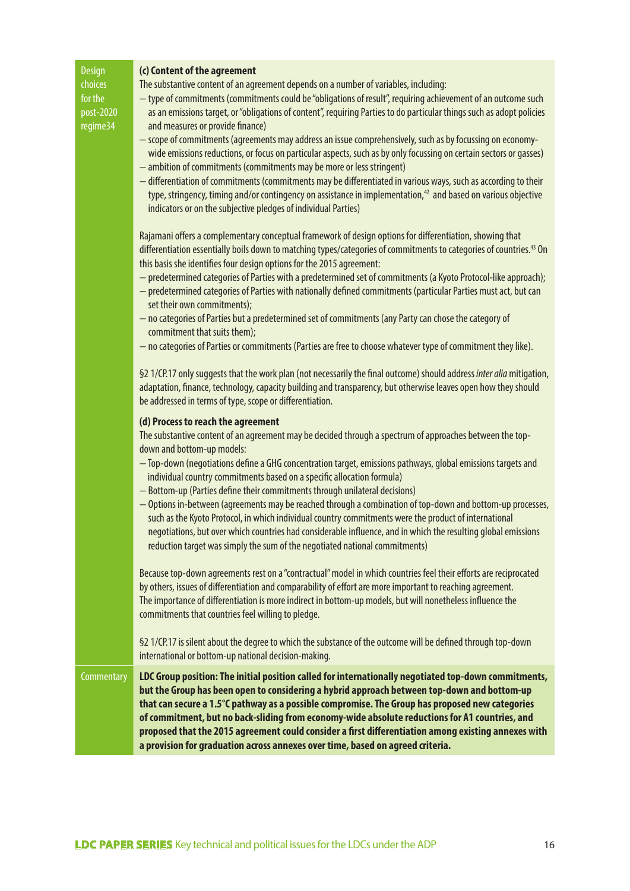Design choices for the post-2020 regime34

**(c) Content of the agreement**

The substantive content of an agreement depends on a number of variables, including:

- type of commitments (commitments could be "obligations of result", requiring achievement of an outcome such as an emissions target, or "obligations of content", requiring Parties to do particular things such as adopt policies and measures or provide finance)
- scope of commitments (agreements may address an issue comprehensively, such as by focussing on economy-wide emissions reductions, or focus on particular aspects, such as by only focussing on certain sectors or gasses)
- ambition of commitments (commitments may be more or less stringent)
- differentiation of commitments (commitments may be differentiated in various ways, such as according to their type, stringency, timing and/or contingency on assistance in implementation,[42] and based on various objective indicators or on the subjective pledges of individual Parties)

Rajamani offers a complementary conceptual framework of design options for differentiation, showing that differentiation essentially boils down to matching types/categories of commitments to categories of countries.[43] On this basis she identifies four design options for the 2015 agreement:

- predetermined categories of Parties with a predetermined set of commitments (a Kyoto Protocol-like approach);
- predetermined categories of Parties with nationally defined commitments (particular Parties must act, but can set their own commitments);
- no categories of Parties but a predetermined set of commitments (any Party can chose the category of commitment that suits them);
- no categories of Parties or commitments (Parties are free to choose whatever type of commitment they like).

§2 1/CP.17 only suggests that the work plan (not necessarily the final outcome) should address *inter alia* mitigation, adaptation, finance, technology, capacity building and transparency, but otherwise leaves open how they should be addressed in terms of type, scope or differentiation.

**(d) Process to reach the agreement**

The substantive content of an agreement may be decided through a spectrum of approaches between the top-down and bottom-up models:

- Top-down (negotiations define a GHG concentration target, emissions pathways, global emissions targets and individual country commitments based on a specific allocation formula)
- Bottom-up (Parties define their commitments through unilateral decisions)
- Options in-between (agreements may be reached through a combination of top-down and bottom-up processes, such as the Kyoto Protocol, in which individual country commitments were the product of international negotiations, but over which countries had considerable influence, and in which the resulting global emissions reduction target was simply the sum of the negotiated national commitments)

Because top-down agreements rest on a "contractual" model in which countries feel their efforts are reciprocated by others, issues of differentiation and comparability of effort are more important to reaching agreement. The importance of differentiation is more indirect in bottom-up models, but will nonetheless influence the commitments that countries feel willing to pledge.

§2 1/CP.17 is silent about the degree to which the substance of the outcome will be defined through top-down international or bottom-up national decision-making.

Commentary

**LDC Group position: The initial position called for internationally negotiated top-down commitments, but the Group has been open to considering a hybrid approach between top-down and bottom-up that can secure a 1.5°C pathway as a possible compromise. The Group has proposed new categories of commitment, but no back-sliding from economy-wide absolute reductions for A1 countries, and proposed that the 2015 agreement could consider a first differentiation among existing annexes with a provision for graduation across annexes over time, based on agreed criteria.**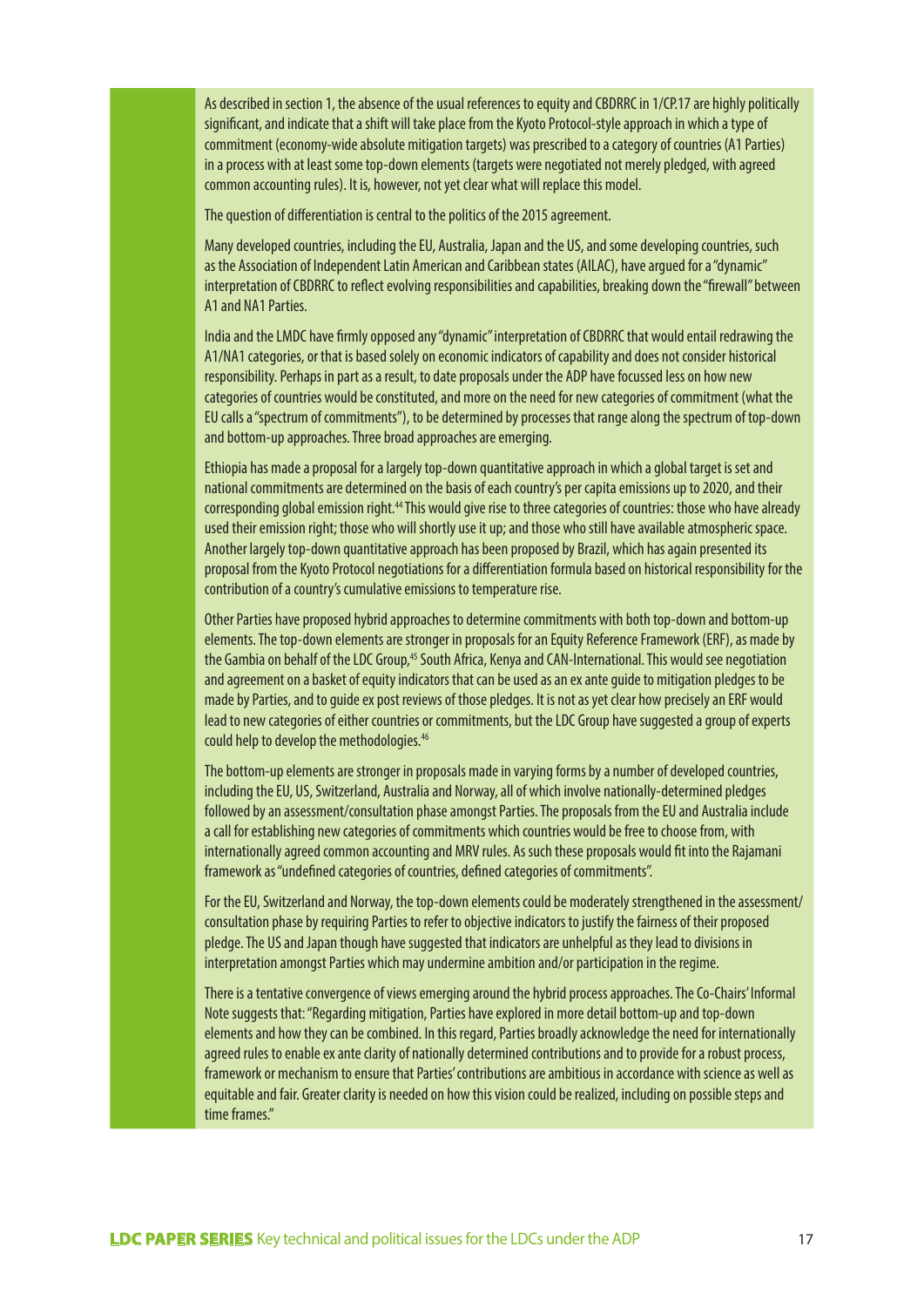As described in section 1, the absence of the usual references to equity and CBDRRC in 1/CP.17 are highly politically significant, and indicate that a shift will take place from the Kyoto Protocol-style approach in which a type of commitment (economy-wide absolute mitigation targets) was prescribed to a category of countries (A1 Parties) in a process with at least some top-down elements (targets were negotiated not merely pledged, with agreed common accounting rules). It is, however, not yet clear what will replace this model.

The question of differentiation is central to the politics of the 2015 agreement.

Many developed countries, including the EU, Australia, Japan and the US, and some developing countries, such as the Association of Independent Latin American and Caribbean states (AILAC), have argued for a "dynamic" interpretation of CBDRRC to reflect evolving responsibilities and capabilities, breaking down the "firewall" between A1 and NA1 Parties.

India and the LMDC have firmly opposed any "dynamic" interpretation of CBDRRC that would entail redrawing the A1/NA1 categories, or that is based solely on economic indicators of capability and does not consider historical responsibility. Perhaps in part as a result, to date proposals under the ADP have focussed less on how new categories of countries would be constituted, and more on the need for new categories of commitment (what the EU calls a "spectrum of commitments"), to be determined by processes that range along the spectrum of top-down and bottom-up approaches. Three broad approaches are emerging.

Ethiopia has made a proposal for a largely top-down quantitative approach in which a global target is set and national commitments are determined on the basis of each country's per capita emissions up to 2020, and their corresponding global emission right.[44] This would give rise to three categories of countries: those who have already used their emission right; those who will shortly use it up; and those who still have available atmospheric space. Another largely top-down quantitative approach has been proposed by Brazil, which has again presented its proposal from the Kyoto Protocol negotiations for a differentiation formula based on historical responsibility for the contribution of a country's cumulative emissions to temperature rise.

Other Parties have proposed hybrid approaches to determine commitments with both top-down and bottom-up elements. The top-down elements are stronger in proposals for an Equity Reference Framework (ERF), as made by the Gambia on behalf of the LDC Group,[45] South Africa, Kenya and CAN-International. This would see negotiation and agreement on a basket of equity indicators that can be used as an ex ante guide to mitigation pledges to be made by Parties, and to guide ex post reviews of those pledges. It is not as yet clear how precisely an ERF would lead to new categories of either countries or commitments, but the LDC Group have suggested a group of experts could help to develop the methodologies.[46]

The bottom-up elements are stronger in proposals made in varying forms by a number of developed countries, including the EU, US, Switzerland, Australia and Norway, all of which involve nationally-determined pledges followed by an assessment/consultation phase amongst Parties. The proposals from the EU and Australia include a call for establishing new categories of commitments which countries would be free to choose from, with internationally agreed common accounting and MRV rules. As such these proposals would fit into the Rajamani framework as "undefined categories of countries, defined categories of commitments".

For the EU, Switzerland and Norway, the top-down elements could be moderately strengthened in the assessment/consultation phase by requiring Parties to refer to objective indicators to justify the fairness of their proposed pledge. The US and Japan though have suggested that indicators are unhelpful as they lead to divisions in interpretation amongst Parties which may undermine ambition and/or participation in the regime.

There is a tentative convergence of views emerging around the hybrid process approaches. The Co-Chairs' Informal Note suggests that: "Regarding mitigation, Parties have explored in more detail bottom-up and top-down elements and how they can be combined. In this regard, Parties broadly acknowledge the need for internationally agreed rules to enable ex ante clarity of nationally determined contributions and to provide for a robust process, framework or mechanism to ensure that Parties' contributions are ambitious in accordance with science as well as equitable and fair. Greater clarity is needed on how this vision could be realized, including on possible steps and time frames."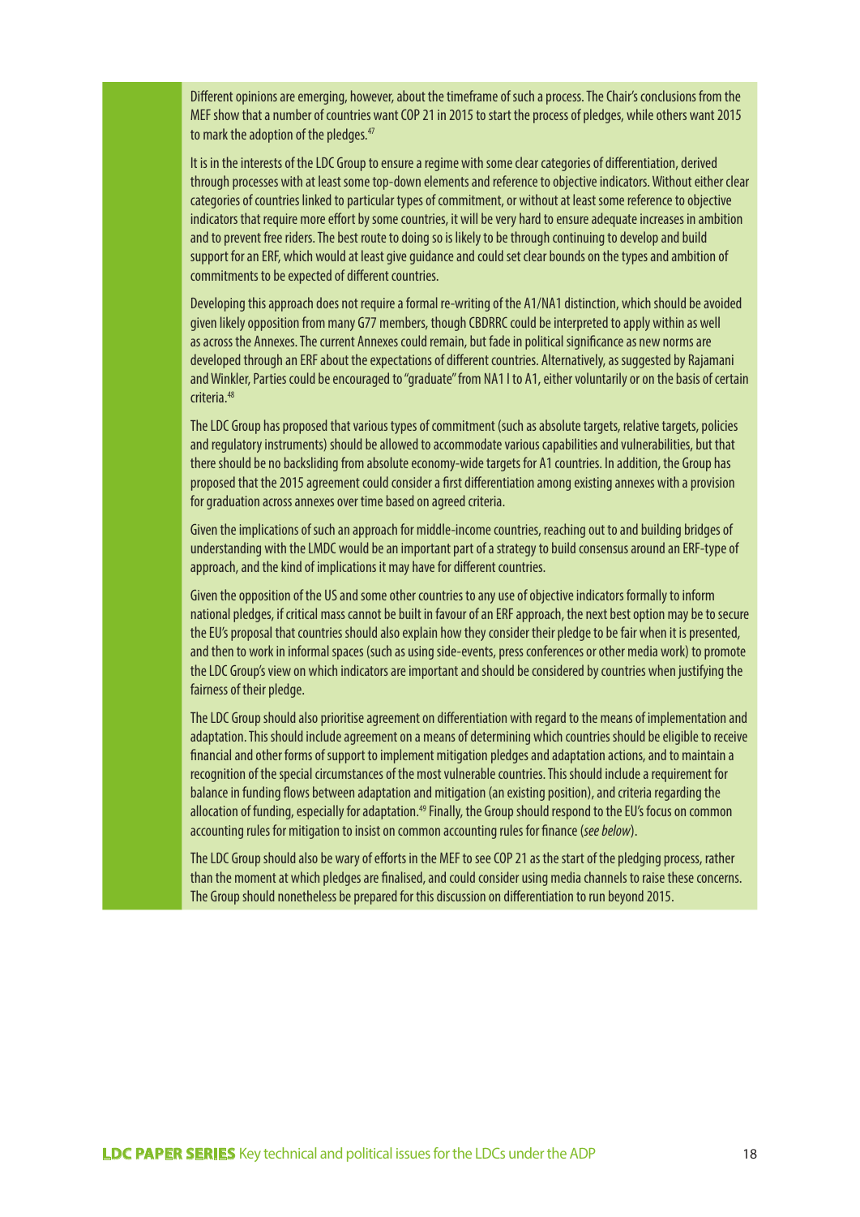Different opinions are emerging, however, about the timeframe of such a process. The Chair's conclusions from the MEF show that a number of countries want COP 21 in 2015 to start the process of pledges, while others want 2015 to mark the adoption of the pledges.[47]

It is in the interests of the LDC Group to ensure a regime with some clear categories of differentiation, derived through processes with at least some top-down elements and reference to objective indicators. Without either clear categories of countries linked to particular types of commitment, or without at least some reference to objective indicators that require more effort by some countries, it will be very hard to ensure adequate increases in ambition and to prevent free riders. The best route to doing so is likely to be through continuing to develop and build support for an ERF, which would at least give guidance and could set clear bounds on the types and ambition of commitments to be expected of different countries.

Developing this approach does not require a formal re-writing of the A1/NA1 distinction, which should be avoided given likely opposition from many G77 members, though CBDRRC could be interpreted to apply within as well as across the Annexes. The current Annexes could remain, but fade in political significance as new norms are developed through an ERF about the expectations of different countries. Alternatively, as suggested by Rajamani and Winkler, Parties could be encouraged to "graduate" from NA1 I to A1, either voluntarily or on the basis of certain criteria.[48]

The LDC Group has proposed that various types of commitment (such as absolute targets, relative targets, policies and regulatory instruments) should be allowed to accommodate various capabilities and vulnerabilities, but that there should be no backsliding from absolute economy-wide targets for A1 countries. In addition, the Group has proposed that the 2015 agreement could consider a first differentiation among existing annexes with a provision for graduation across annexes over time based on agreed criteria.

Given the implications of such an approach for middle-income countries, reaching out to and building bridges of understanding with the LMDC would be an important part of a strategy to build consensus around an ERF-type of approach, and the kind of implications it may have for different countries.

Given the opposition of the US and some other countries to any use of objective indicators formally to inform national pledges, if critical mass cannot be built in favour of an ERF approach, the next best option may be to secure the EU's proposal that countries should also explain how they consider their pledge to be fair when it is presented, and then to work in informal spaces (such as using side-events, press conferences or other media work) to promote the LDC Group's view on which indicators are important and should be considered by countries when justifying the fairness of their pledge.

The LDC Group should also prioritise agreement on differentiation with regard to the means of implementation and adaptation. This should include agreement on a means of determining which countries should be eligible to receive financial and other forms of support to implement mitigation pledges and adaptation actions, and to maintain a recognition of the special circumstances of the most vulnerable countries. This should include a requirement for balance in funding flows between adaptation and mitigation (an existing position), and criteria regarding the allocation of funding, especially for adaptation.[49] Finally, the Group should respond to the EU's focus on common accounting rules for mitigation to insist on common accounting rules for finance (*see below*).

The LDC Group should also be wary of efforts in the MEF to see COP 21 as the start of the pledging process, rather than the moment at which pledges are finalised, and could consider using media channels to raise these concerns. The Group should nonetheless be prepared for this discussion on differentiation to run beyond 2015.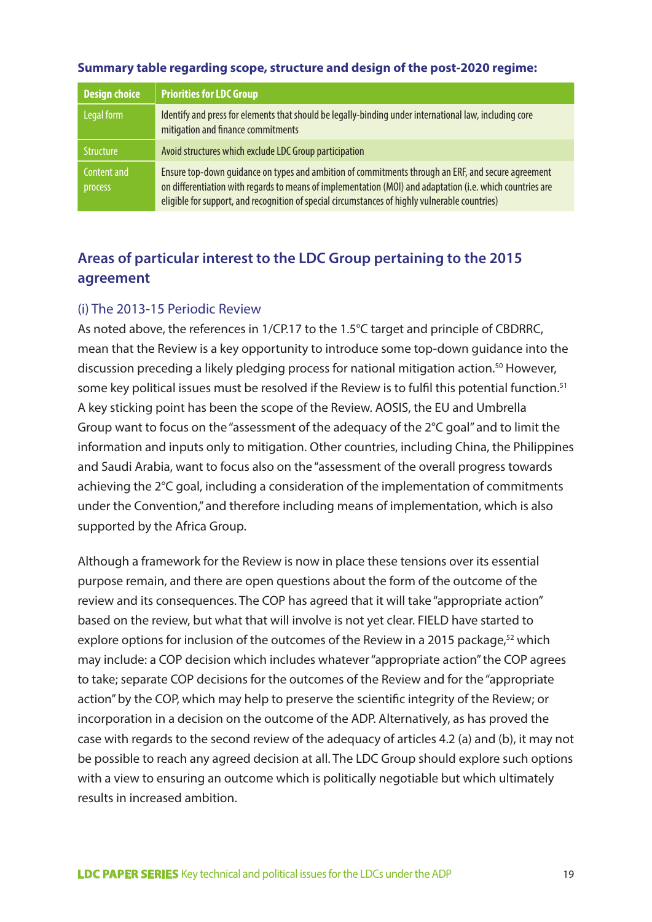**Summary table regarding scope, structure and design of the post-2020 regime:**

| Design choice | Priorities for LDC Group |
| --- | --- |
| Legal form | Identify and press for elements that should be legally-binding under international law, including core mitigation and finance commitments |
| Structure | Avoid structures which exclude LDC Group participation |
| Content and process | Ensure top-down guidance on types and ambition of commitments through an ERF, and secure agreement on differentiation with regards to means of implementation (MOI) and adaptation (i.e. which countries are eligible for support, and recognition of special circumstances of highly vulnerable countries) |

## Areas of particular interest to the LDC Group pertaining to the 2015 agreement

### (i) The 2013-15 Periodic Review

As noted above, the references in 1/CP.17 to the 1.5°C target and principle of CBDRRC, mean that the Review is a key opportunity to introduce some top-down guidance into the discussion preceding a likely pledging process for national mitigation action.[50] However, some key political issues must be resolved if the Review is to fulfil this potential function.[51] A key sticking point has been the scope of the Review. AOSIS, the EU and Umbrella Group want to focus on the "assessment of the adequacy of the 2°C goal" and to limit the information and inputs only to mitigation. Other countries, including China, the Philippines and Saudi Arabia, want to focus also on the "assessment of the overall progress towards achieving the 2°C goal, including a consideration of the implementation of commitments under the Convention," and therefore including means of implementation, which is also supported by the Africa Group.

Although a framework for the Review is now in place these tensions over its essential purpose remain, and there are open questions about the form of the outcome of the review and its consequences. The COP has agreed that it will take "appropriate action" based on the review, but what that will involve is not yet clear. FIELD have started to explore options for inclusion of the outcomes of the Review in a 2015 package,[52] which may include: a COP decision which includes whatever "appropriate action" the COP agrees to take; separate COP decisions for the outcomes of the Review and for the "appropriate action" by the COP, which may help to preserve the scientific integrity of the Review; or incorporation in a decision on the outcome of the ADP. Alternatively, as has proved the case with regards to the second review of the adequacy of articles 4.2 (a) and (b), it may not be possible to reach any agreed decision at all. The LDC Group should explore such options with a view to ensuring an outcome which is politically negotiable but which ultimately results in increased ambition.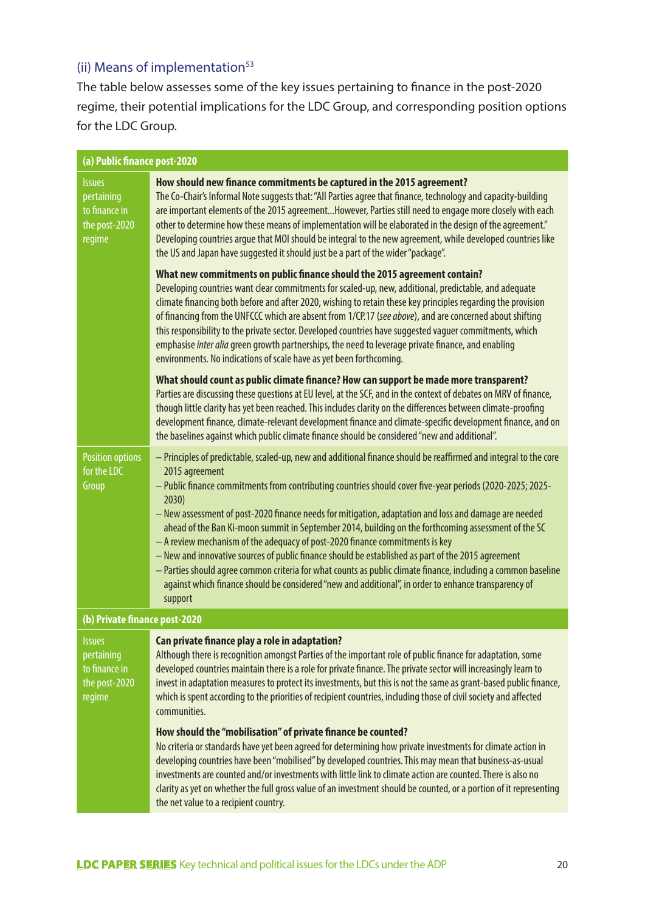### (ii) Means of implementation[53]

The table below assesses some of the key issues pertaining to finance in the post-2020 regime, their potential implications for the LDC Group, and corresponding position options for the LDC Group.

| **(a) Public finance post-2020** | |
|---|---|
| Issues pertaining to finance in the post-2020 regime | **How should new finance commitments be captured in the 2015 agreement?**<br>The Co-Chair's Informal Note suggests that: "All Parties agree that finance, technology and capacity-building are important elements of the 2015 agreement...However, Parties still need to engage more closely with each other to determine how these means of implementation will be elaborated in the design of the agreement." Developing countries argue that MOI should be integral to the new agreement, while developed countries like the US and Japan have suggested it should just be a part of the wider "package".<br><br>**What new commitments on public finance should the 2015 agreement contain?**<br>Developing countries want clear commitments for scaled-up, new, additional, predictable, and adequate climate financing both before and after 2020, wishing to retain these key principles regarding the provision of financing from the UNFCCC which are absent from 1/CP.17 (*see above*), and are concerned about shifting this responsibility to the private sector. Developed countries have suggested vaguer commitments, which emphasise *inter alia* green growth partnerships, the need to leverage private finance, and enabling environments. No indications of scale have as yet been forthcoming.<br><br>**What should count as public climate finance? How can support be made more transparent?**<br>Parties are discussing these questions at EU level, at the SCF, and in the context of debates on MRV of finance, though little clarity has yet been reached. This includes clarity on the differences between climate-proofing development finance, climate-relevant development finance and climate-specific development finance, and on the baselines against which public climate finance should be considered "new and additional". |
| Position options for the LDC Group | – Principles of predictable, scaled-up, new and additional finance should be reaffirmed and integral to the core 2015 agreement<br>– Public finance commitments from contributing countries should cover five-year periods (2020-2025; 2025-2030)<br>– New assessment of post-2020 finance needs for mitigation, adaptation and loss and damage are needed ahead of the Ban Ki-moon summit in September 2014, building on the forthcoming assessment of the SC<br>– A review mechanism of the adequacy of post-2020 finance commitments is key<br>– New and innovative sources of public finance should be established as part of the 2015 agreement<br>– Parties should agree common criteria for what counts as public climate finance, including a common baseline against which finance should be considered "new and additional", in order to enhance transparency of support |
| **(b) Private finance post-2020** | |
| Issues pertaining to finance in the post-2020 regime | **Can private finance play a role in adaptation?**<br>Although there is recognition amongst Parties of the important role of public finance for adaptation, some developed countries maintain there is a role for private finance. The private sector will increasingly learn to invest in adaptation measures to protect its investments, but this is not the same as grant-based public finance, which is spent according to the priorities of recipient countries, including those of civil society and affected communities.<br><br>**How should the "mobilisation" of private finance be counted?**<br>No criteria or standards have yet been agreed for determining how private investments for climate action in developing countries have been "mobilised" by developed countries. This may mean that business-as-usual investments are counted and/or investments with little link to climate action are counted. There is also no clarity as yet on whether the full gross value of an investment should be counted, or a portion of it representing the net value to a recipient country. |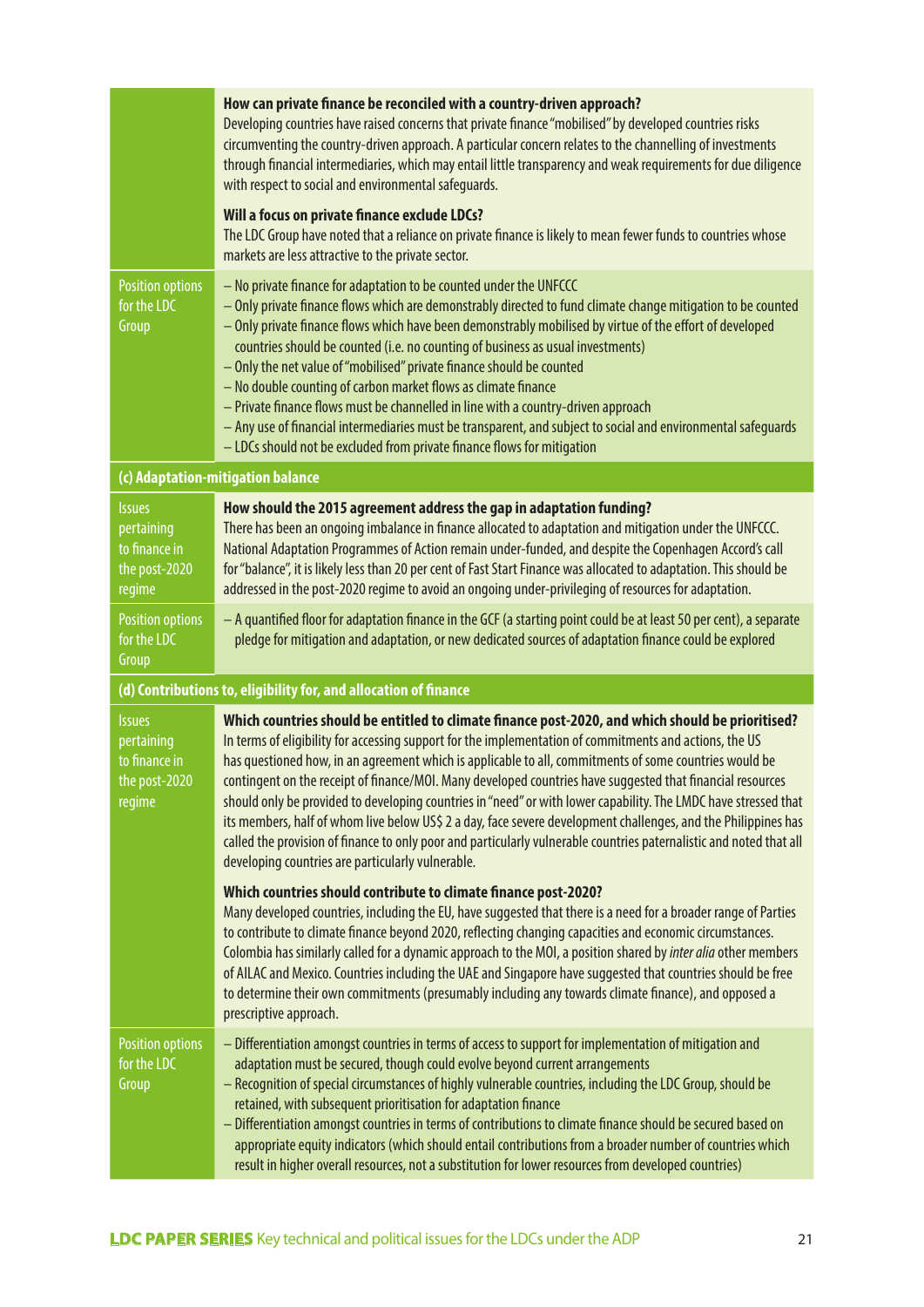| | |
|---|---|
| | **How can private finance be reconciled with a country-driven approach?**<br>Developing countries have raised concerns that private finance "mobilised" by developed countries risks circumventing the country-driven approach. A particular concern relates to the channelling of investments through financial intermediaries, which may entail little transparency and weak requirements for due diligence with respect to social and environmental safeguards.<br><br>**Will a focus on private finance exclude LDCs?**<br>The LDC Group have noted that a reliance on private finance is likely to mean fewer funds to countries whose markets are less attractive to the private sector. |
| Position options for the LDC Group | – No private finance for adaptation to be counted under the UNFCCC<br>– Only private finance flows which are demonstrably directed to fund climate change mitigation to be counted<br>– Only private finance flows which have been demonstrably mobilised by virtue of the effort of developed countries should be counted (i.e. no counting of business as usual investments)<br>– Only the net value of "mobilised" private finance should be counted<br>– No double counting of carbon market flows as climate finance<br>– Private finance flows must be channelled in line with a country-driven approach<br>– Any use of financial intermediaries must be transparent, and subject to social and environmental safeguards<br>– LDCs should not be excluded from private finance flows for mitigation |
| **(c) Adaptation-mitigation balance** | |
| Issues pertaining to finance in the post-2020 regime | **How should the 2015 agreement address the gap in adaptation funding?**<br>There has been an ongoing imbalance in finance allocated to adaptation and mitigation under the UNFCCC. National Adaptation Programmes of Action remain under-funded, and despite the Copenhagen Accord's call for "balance", it is likely less than 20 per cent of Fast Start Finance was allocated to adaptation. This should be addressed in the post-2020 regime to avoid an ongoing under-privileging of resources for adaptation. |
| Position options for the LDC Group | – A quantified floor for adaptation finance in the GCF (a starting point could be at least 50 per cent), a separate pledge for mitigation and adaptation, or new dedicated sources of adaptation finance could be explored |
| **(d) Contributions to, eligibility for, and allocation of finance** | |
| Issues pertaining to finance in the post-2020 regime | **Which countries should be entitled to climate finance post-2020, and which should be prioritised?**<br>In terms of eligibility for accessing support for the implementation of commitments and actions, the US has questioned how, in an agreement which is applicable to all, commitments of some countries would be contingent on the receipt of finance/MOI. Many developed countries have suggested that financial resources should only be provided to developing countries in "need" or with lower capability. The LMDC have stressed that its members, half of whom live below US$ 2 a day, face severe development challenges, and the Philippines has called the provision of finance to only poor and particularly vulnerable countries paternalistic and noted that all developing countries are particularly vulnerable.<br><br>**Which countries should contribute to climate finance post-2020?**<br>Many developed countries, including the EU, have suggested that there is a need for a broader range of Parties to contribute to climate finance beyond 2020, reflecting changing capacities and economic circumstances. Colombia has similarly called for a dynamic approach to the MOI, a position shared by *inter alia* other members of AILAC and Mexico. Countries including the UAE and Singapore have suggested that countries should be free to determine their own commitments (presumably including any towards climate finance), and opposed a prescriptive approach. |
| Position options for the LDC Group | – Differentiation amongst countries in terms of access to support for implementation of mitigation and adaptation must be secured, though could evolve beyond current arrangements<br>– Recognition of special circumstances of highly vulnerable countries, including the LDC Group, should be retained, with subsequent prioritisation for adaptation finance<br>– Differentiation amongst countries in terms of contributions to climate finance should be secured based on appropriate equity indicators (which should entail contributions from a broader number of countries which result in higher overall resources, not a substitution for lower resources from developed countries) |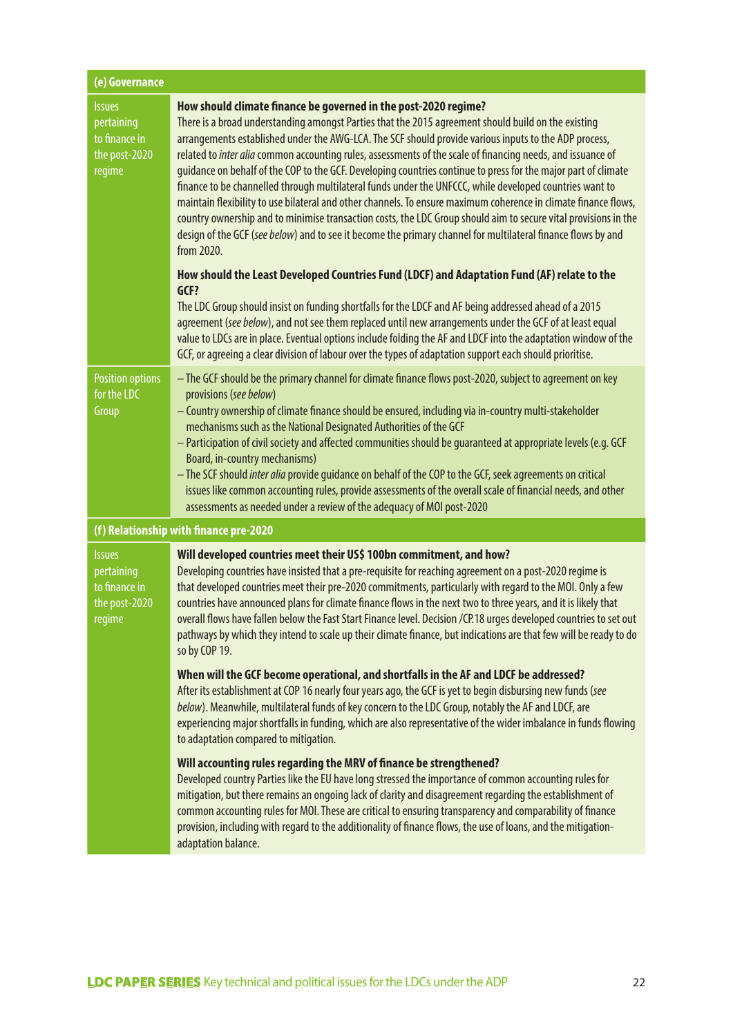| (e) Governance | |
|---|---|
| Issues pertaining to finance in the post-2020 regime | **How should climate finance be governed in the post-2020 regime?**<br>There is a broad understanding amongst Parties that the 2015 agreement should build on the existing arrangements established under the AWG-LCA. The SCF should provide various inputs to the ADP process, related to *inter alia* common accounting rules, assessments of the scale of financing needs, and issuance of guidance on behalf of the COP to the GCF. Developing countries continue to press for the major part of climate finance to be channelled through multilateral funds under the UNFCCC, while developed countries want to maintain flexibility to use bilateral and other channels. To ensure maximum coherence in climate finance flows, country ownership and to minimise transaction costs, the LDC Group should aim to secure vital provisions in the design of the GCF (*see below*) and to see it become the primary channel for multilateral finance flows by and from 2020.<br><br>**How should the Least Developed Countries Fund (LDCF) and Adaptation Fund (AF) relate to the GCF?**<br>The LDC Group should insist on funding shortfalls for the LDCF and AF being addressed ahead of a 2015 agreement (*see below*), and not see them replaced until new arrangements under the GCF of at least equal value to LDCs are in place. Eventual options include folding the AF and LDCF into the adaptation window of the GCF, or agreeing a clear division of labour over the types of adaptation support each should prioritise. |
| Position options for the LDC Group | – The GCF should be the primary channel for climate finance flows post-2020, subject to agreement on key provisions (*see below*)<br>– Country ownership of climate finance should be ensured, including via in-country multi-stakeholder mechanisms such as the National Designated Authorities of the GCF<br>– Participation of civil society and affected communities should be guaranteed at appropriate levels (e.g. GCF Board, in-country mechanisms)<br>– The SCF should *inter alia* provide guidance on behalf of the COP to the GCF, seek agreements on critical issues like common accounting rules, provide assessments of the overall scale of financial needs, and other assessments as needed under a review of the adequacy of MOI post-2020 |
| **(f) Relationship with finance pre-2020** | |
| Issues pertaining to finance in the post-2020 regime | **Will developed countries meet their US$ 100bn commitment, and how?**<br>Developing countries have insisted that a pre-requisite for reaching agreement on a post-2020 regime is that developed countries meet their pre-2020 commitments, particularly with regard to the MOI. Only a few countries have announced plans for climate finance flows in the next two to three years, and it is likely that overall flows have fallen below the Fast Start Finance level. Decision /CP.18 urges developed countries to set out pathways by which they intend to scale up their climate finance, but indications are that few will be ready to do so by COP 19.<br><br>**When will the GCF become operational, and shortfalls in the AF and LDCF be addressed?**<br>After its establishment at COP 16 nearly four years ago, the GCF is yet to begin disbursing new funds (*see below*). Meanwhile, multilateral funds of key concern to the LDC Group, notably the AF and LDCF, are experiencing major shortfalls in funding, which are also representative of the wider imbalance in funds flowing to adaptation compared to mitigation.<br><br>**Will accounting rules regarding the MRV of finance be strengthened?**<br>Developed country Parties like the EU have long stressed the importance of common accounting rules for mitigation, but there remains an ongoing lack of clarity and disagreement regarding the establishment of common accounting rules for MOI. These are critical to ensuring transparency and comparability of finance provision, including with regard to the additionality of finance flows, the use of loans, and the mitigation-adaptation balance. |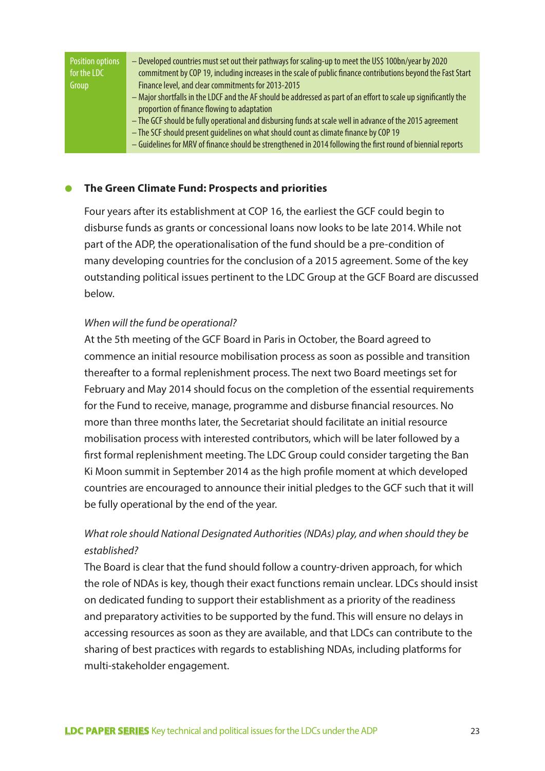| Position options for the LDC Group | – Developed countries must set out their pathways for scaling-up to meet the US$ 100bn/year by 2020 commitment by COP 19, including increases in the scale of public finance contributions beyond the Fast Start Finance level, and clear commitments for 2013-2015<br>– Major shortfalls in the LDCF and the AF should be addressed as part of an effort to scale up significantly the proportion of finance flowing to adaptation<br>– The GCF should be fully operational and disbursing funds at scale well in advance of the 2015 agreement<br>– The SCF should present guidelines on what should count as climate finance by COP 19<br>– Guidelines for MRV of finance should be strengthened in 2014 following the first round of biennial reports |
|---|---|

## The Green Climate Fund: Prospects and priorities

Four years after its establishment at COP 16, the earliest the GCF could begin to disburse funds as grants or concessional loans now looks to be late 2014. While not part of the ADP, the operationalisation of the fund should be a pre-condition of many developing countries for the conclusion of a 2015 agreement. Some of the key outstanding political issues pertinent to the LDC Group at the GCF Board are discussed below.

*When will the fund be operational?*

At the 5th meeting of the GCF Board in Paris in October, the Board agreed to commence an initial resource mobilisation process as soon as possible and transition thereafter to a formal replenishment process. The next two Board meetings set for February and May 2014 should focus on the completion of the essential requirements for the Fund to receive, manage, programme and disburse financial resources. No more than three months later, the Secretariat should facilitate an initial resource mobilisation process with interested contributors, which will be later followed by a first formal replenishment meeting. The LDC Group could consider targeting the Ban Ki Moon summit in September 2014 as the high profile moment at which developed countries are encouraged to announce their initial pledges to the GCF such that it will be fully operational by the end of the year.

*What role should National Designated Authorities (NDAs) play, and when should they be established?*

The Board is clear that the fund should follow a country-driven approach, for which the role of NDAs is key, though their exact functions remain unclear. LDCs should insist on dedicated funding to support their establishment as a priority of the readiness and preparatory activities to be supported by the fund. This will ensure no delays in accessing resources as soon as they are available, and that LDCs can contribute to the sharing of best practices with regards to establishing NDAs, including platforms for multi-stakeholder engagement.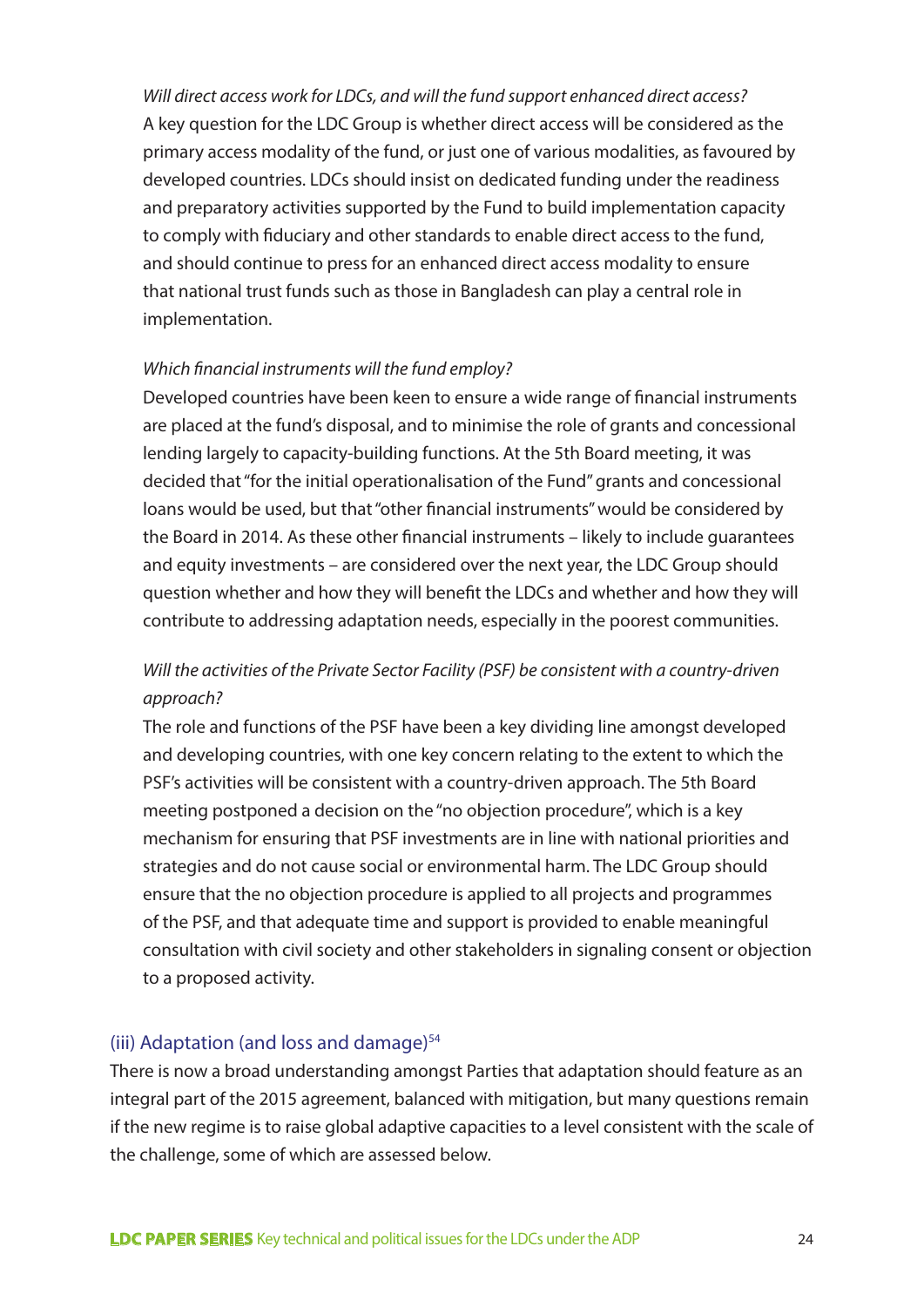*Will direct access work for LDCs, and will the fund support enhanced direct access?*
A key question for the LDC Group is whether direct access will be considered as the primary access modality of the fund, or just one of various modalities, as favoured by developed countries. LDCs should insist on dedicated funding under the readiness and preparatory activities supported by the Fund to build implementation capacity to comply with fiduciary and other standards to enable direct access to the fund, and should continue to press for an enhanced direct access modality to ensure that national trust funds such as those in Bangladesh can play a central role in implementation.

*Which financial instruments will the fund employ?*
Developed countries have been keen to ensure a wide range of financial instruments are placed at the fund's disposal, and to minimise the role of grants and concessional lending largely to capacity-building functions. At the 5th Board meeting, it was decided that "for the initial operationalisation of the Fund" grants and concessional loans would be used, but that "other financial instruments" would be considered by the Board in 2014. As these other financial instruments – likely to include guarantees and equity investments – are considered over the next year, the LDC Group should question whether and how they will benefit the LDCs and whether and how they will contribute to addressing adaptation needs, especially in the poorest communities.

*Will the activities of the Private Sector Facility (PSF) be consistent with a country-driven approach?*
The role and functions of the PSF have been a key dividing line amongst developed and developing countries, with one key concern relating to the extent to which the PSF's activities will be consistent with a country-driven approach. The 5th Board meeting postponed a decision on the "no objection procedure", which is a key mechanism for ensuring that PSF investments are in line with national priorities and strategies and do not cause social or environmental harm. The LDC Group should ensure that the no objection procedure is applied to all projects and programmes of the PSF, and that adequate time and support is provided to enable meaningful consultation with civil society and other stakeholders in signaling consent or objection to a proposed activity.

### (iii) Adaptation (and loss and damage)[54]

There is now a broad understanding amongst Parties that adaptation should feature as an integral part of the 2015 agreement, balanced with mitigation, but many questions remain if the new regime is to raise global adaptive capacities to a level consistent with the scale of the challenge, some of which are assessed below.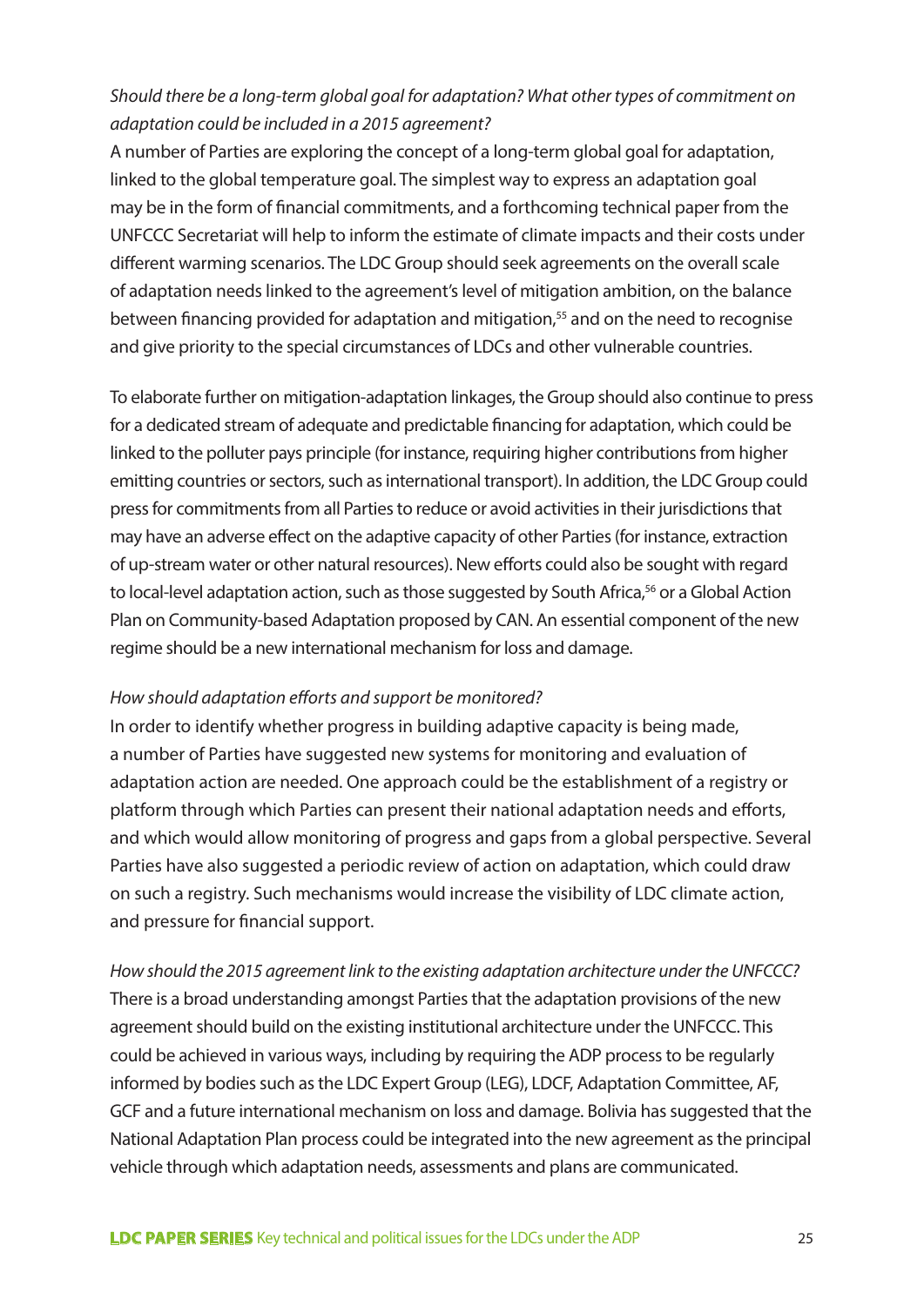*Should there be a long-term global goal for adaptation? What other types of commitment on adaptation could be included in a 2015 agreement?*

A number of Parties are exploring the concept of a long-term global goal for adaptation, linked to the global temperature goal. The simplest way to express an adaptation goal may be in the form of financial commitments, and a forthcoming technical paper from the UNFCCC Secretariat will help to inform the estimate of climate impacts and their costs under different warming scenarios. The LDC Group should seek agreements on the overall scale of adaptation needs linked to the agreement's level of mitigation ambition, on the balance between financing provided for adaptation and mitigation,[55] and on the need to recognise and give priority to the special circumstances of LDCs and other vulnerable countries.

To elaborate further on mitigation-adaptation linkages, the Group should also continue to press for a dedicated stream of adequate and predictable financing for adaptation, which could be linked to the polluter pays principle (for instance, requiring higher contributions from higher emitting countries or sectors, such as international transport). In addition, the LDC Group could press for commitments from all Parties to reduce or avoid activities in their jurisdictions that may have an adverse effect on the adaptive capacity of other Parties (for instance, extraction of up-stream water or other natural resources). New efforts could also be sought with regard to local-level adaptation action, such as those suggested by South Africa,[56] or a Global Action Plan on Community-based Adaptation proposed by CAN. An essential component of the new regime should be a new international mechanism for loss and damage.

*How should adaptation efforts and support be monitored?*

In order to identify whether progress in building adaptive capacity is being made, a number of Parties have suggested new systems for monitoring and evaluation of adaptation action are needed. One approach could be the establishment of a registry or platform through which Parties can present their national adaptation needs and efforts, and which would allow monitoring of progress and gaps from a global perspective. Several Parties have also suggested a periodic review of action on adaptation, which could draw on such a registry. Such mechanisms would increase the visibility of LDC climate action, and pressure for financial support.

*How should the 2015 agreement link to the existing adaptation architecture under the UNFCCC?*

There is a broad understanding amongst Parties that the adaptation provisions of the new agreement should build on the existing institutional architecture under the UNFCCC. This could be achieved in various ways, including by requiring the ADP process to be regularly informed by bodies such as the LDC Expert Group (LEG), LDCF, Adaptation Committee, AF, GCF and a future international mechanism on loss and damage. Bolivia has suggested that the National Adaptation Plan process could be integrated into the new agreement as the principal vehicle through which adaptation needs, assessments and plans are communicated.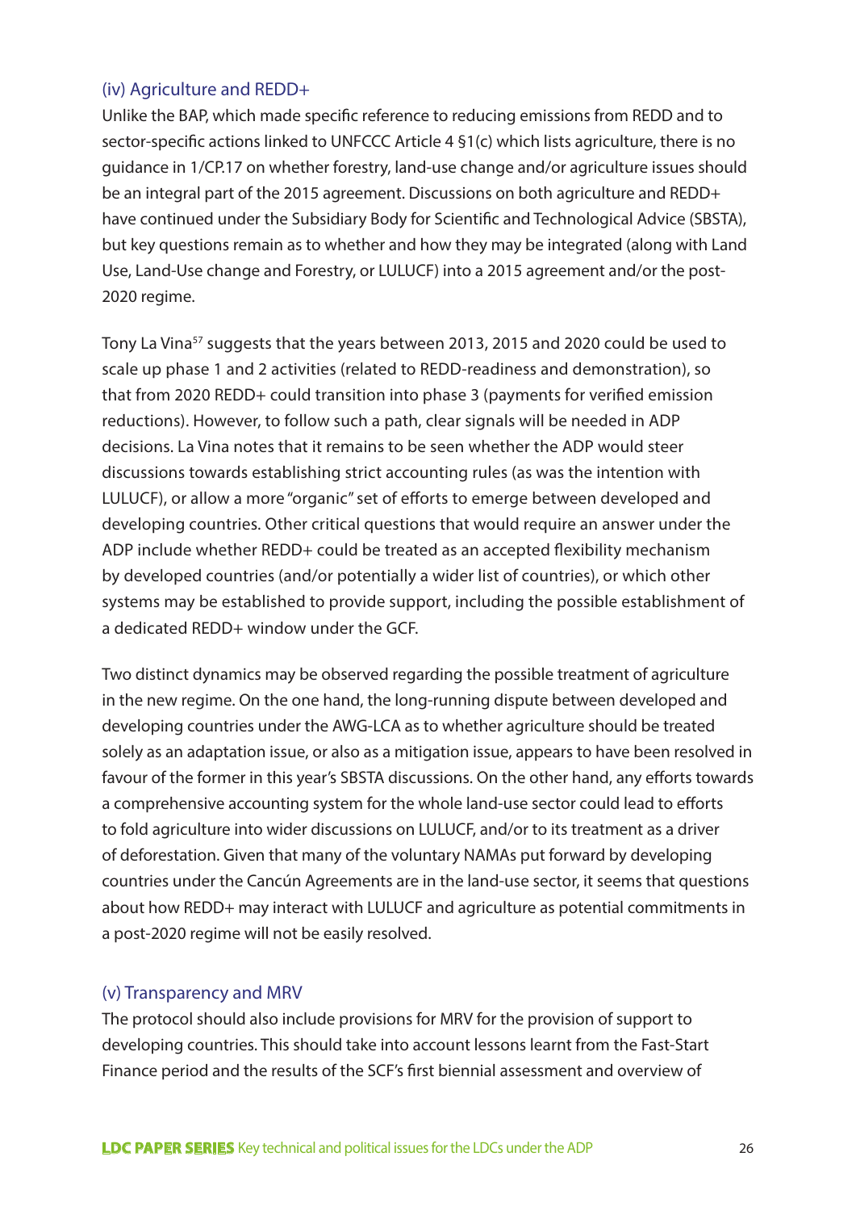### (iv) Agriculture and REDD+

Unlike the BAP, which made specific reference to reducing emissions from REDD and to sector-specific actions linked to UNFCCC Article 4 §1(c) which lists agriculture, there is no guidance in 1/CP.17 on whether forestry, land-use change and/or agriculture issues should be an integral part of the 2015 agreement. Discussions on both agriculture and REDD+ have continued under the Subsidiary Body for Scientific and Technological Advice (SBSTA), but key questions remain as to whether and how they may be integrated (along with Land Use, Land-Use change and Forestry, or LULUCF) into a 2015 agreement and/or the post-2020 regime.

Tony La Vina[57] suggests that the years between 2013, 2015 and 2020 could be used to scale up phase 1 and 2 activities (related to REDD-readiness and demonstration), so that from 2020 REDD+ could transition into phase 3 (payments for verified emission reductions). However, to follow such a path, clear signals will be needed in ADP decisions. La Vina notes that it remains to be seen whether the ADP would steer discussions towards establishing strict accounting rules (as was the intention with LULUCF), or allow a more "organic" set of efforts to emerge between developed and developing countries. Other critical questions that would require an answer under the ADP include whether REDD+ could be treated as an accepted flexibility mechanism by developed countries (and/or potentially a wider list of countries), or which other systems may be established to provide support, including the possible establishment of a dedicated REDD+ window under the GCF.

Two distinct dynamics may be observed regarding the possible treatment of agriculture in the new regime. On the one hand, the long-running dispute between developed and developing countries under the AWG-LCA as to whether agriculture should be treated solely as an adaptation issue, or also as a mitigation issue, appears to have been resolved in favour of the former in this year's SBSTA discussions. On the other hand, any efforts towards a comprehensive accounting system for the whole land-use sector could lead to efforts to fold agriculture into wider discussions on LULUCF, and/or to its treatment as a driver of deforestation. Given that many of the voluntary NAMAs put forward by developing countries under the Cancún Agreements are in the land-use sector, it seems that questions about how REDD+ may interact with LULUCF and agriculture as potential commitments in a post-2020 regime will not be easily resolved.

### (v) Transparency and MRV

The protocol should also include provisions for MRV for the provision of support to developing countries. This should take into account lessons learnt from the Fast-Start Finance period and the results of the SCF's first biennial assessment and overview of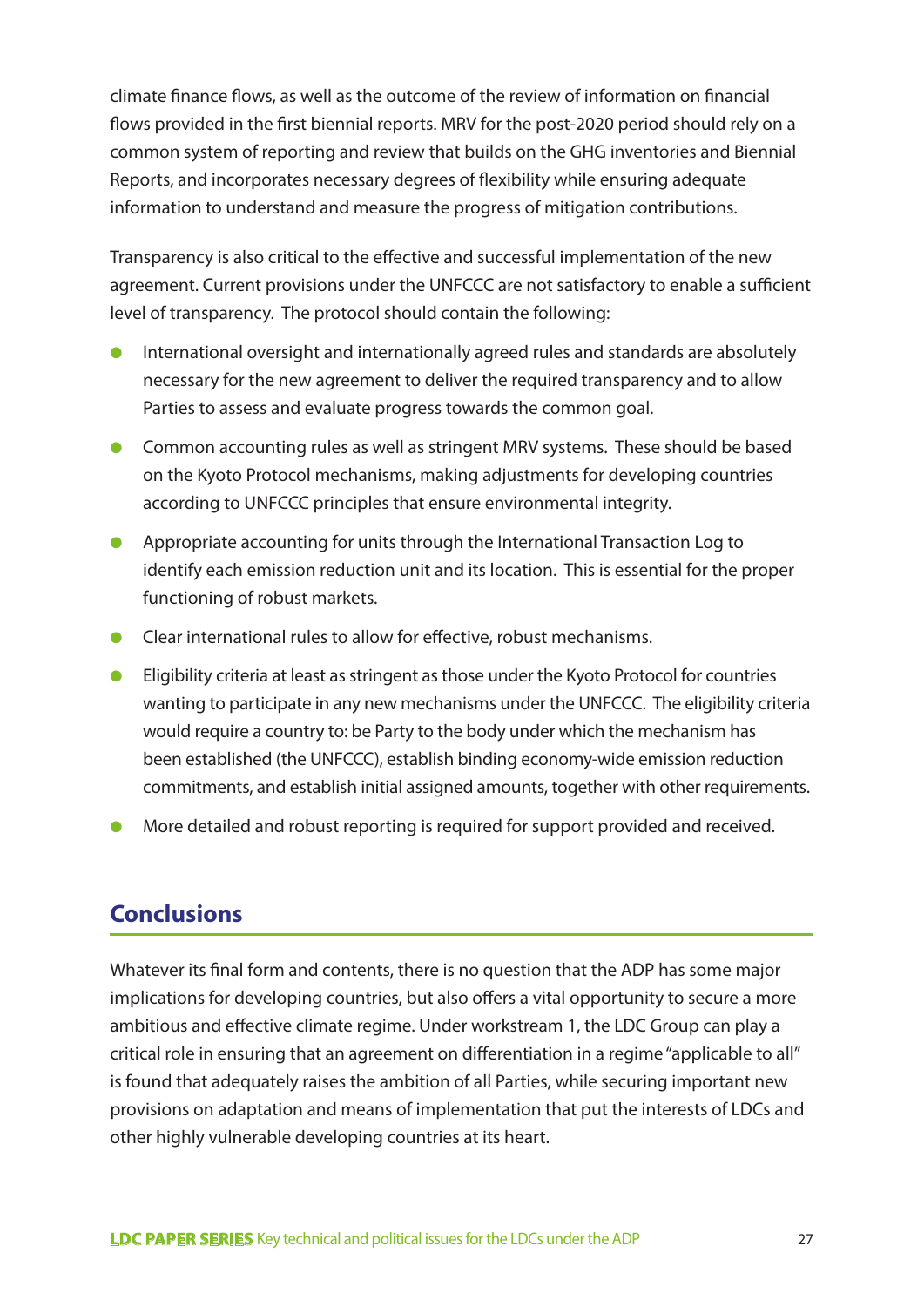climate finance flows, as well as the outcome of the review of information on financial flows provided in the first biennial reports. MRV for the post-2020 period should rely on a common system of reporting and review that builds on the GHG inventories and Biennial Reports, and incorporates necessary degrees of flexibility while ensuring adequate information to understand and measure the progress of mitigation contributions.

Transparency is also critical to the effective and successful implementation of the new agreement. Current provisions under the UNFCCC are not satisfactory to enable a sufficient level of transparency. The protocol should contain the following:

- International oversight and internationally agreed rules and standards are absolutely necessary for the new agreement to deliver the required transparency and to allow Parties to assess and evaluate progress towards the common goal.
- Common accounting rules as well as stringent MRV systems. These should be based on the Kyoto Protocol mechanisms, making adjustments for developing countries according to UNFCCC principles that ensure environmental integrity.
- Appropriate accounting for units through the International Transaction Log to identify each emission reduction unit and its location. This is essential for the proper functioning of robust markets.
- Clear international rules to allow for effective, robust mechanisms.
- Eligibility criteria at least as stringent as those under the Kyoto Protocol for countries wanting to participate in any new mechanisms under the UNFCCC. The eligibility criteria would require a country to: be Party to the body under which the mechanism has been established (the UNFCCC), establish binding economy-wide emission reduction commitments, and establish initial assigned amounts, together with other requirements.
- More detailed and robust reporting is required for support provided and received.

## Conclusions

Whatever its final form and contents, there is no question that the ADP has some major implications for developing countries, but also offers a vital opportunity to secure a more ambitious and effective climate regime. Under workstream 1, the LDC Group can play a critical role in ensuring that an agreement on differentiation in a regime "applicable to all" is found that adequately raises the ambition of all Parties, while securing important new provisions on adaptation and means of implementation that put the interests of LDCs and other highly vulnerable developing countries at its heart.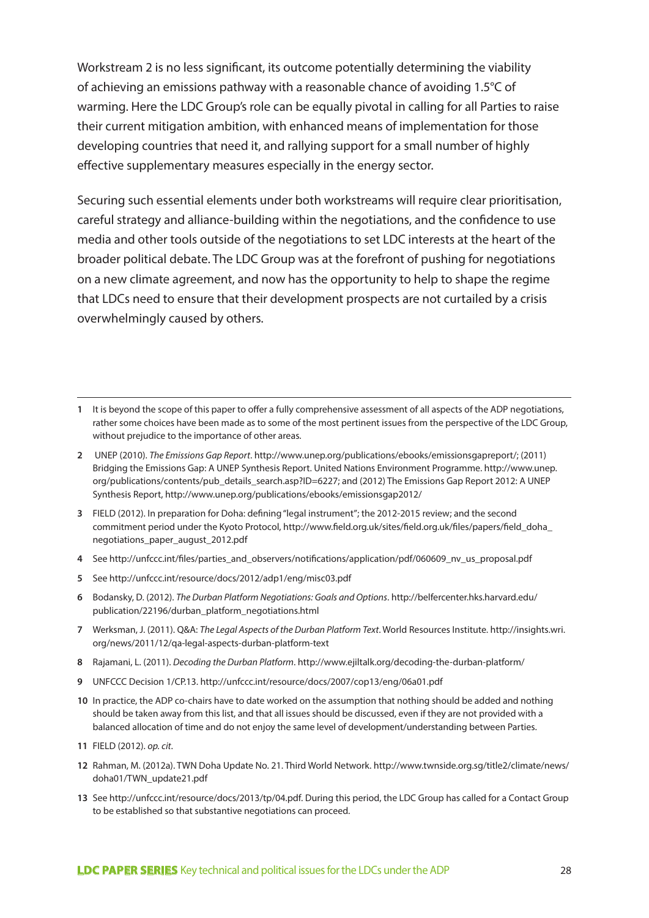Workstream 2 is no less significant, its outcome potentially determining the viability of achieving an emissions pathway with a reasonable chance of avoiding 1.5°C of warming. Here the LDC Group's role can be equally pivotal in calling for all Parties to raise their current mitigation ambition, with enhanced means of implementation for those developing countries that need it, and rallying support for a small number of highly effective supplementary measures especially in the energy sector.

Securing such essential elements under both workstreams will require clear prioritisation, careful strategy and alliance-building within the negotiations, and the confidence to use media and other tools outside of the negotiations to set LDC interests at the heart of the broader political debate. The LDC Group was at the forefront of pushing for negotiations on a new climate agreement, and now has the opportunity to help to shape the regime that LDCs need to ensure that their development prospects are not curtailed by a crisis overwhelmingly caused by others.

---

**1** It is beyond the scope of this paper to offer a fully comprehensive assessment of all aspects of the ADP negotiations, rather some choices have been made as to some of the most pertinent issues from the perspective of the LDC Group, without prejudice to the importance of other areas.

**2** UNEP (2010). *The Emissions Gap Report*. http://www.unep.org/publications/ebooks/emissionsgapreport/; (2011) Bridging the Emissions Gap: A UNEP Synthesis Report. United Nations Environment Programme. http://www.unep.org/publications/contents/pub_details_search.asp?ID=6227; and (2012) The Emissions Gap Report 2012: A UNEP Synthesis Report, http://www.unep.org/publications/ebooks/emissionsgap2012/

**3** FIELD (2012). In preparation for Doha: defining "legal instrument"; the 2012-2015 review; and the second commitment period under the Kyoto Protocol, http://www.field.org.uk/sites/field.org.uk/files/papers/field_doha_negotiations_paper_august_2012.pdf

**4** See http://unfccc.int/files/parties_and_observers/notifications/application/pdf/060609_nv_us_proposal.pdf

**5** See http://unfccc.int/resource/docs/2012/adp1/eng/misc03.pdf

**6** Bodansky, D. (2012). *The Durban Platform Negotiations: Goals and Options*. http://belfercenter.hks.harvard.edu/publication/22196/durban_platform_negotiations.html

**7** Werksman, J. (2011). Q&A: *The Legal Aspects of the Durban Platform Text*. World Resources Institute. http://insights.wri.org/news/2011/12/qa-legal-aspects-durban-platform-text

**8** Rajamani, L. (2011). *Decoding the Durban Platform*. http://www.ejiltalk.org/decoding-the-durban-platform/

**9** UNFCCC Decision 1/CP.13. http://unfccc.int/resource/docs/2007/cop13/eng/06a01.pdf

**10** In practice, the ADP co-chairs have to date worked on the assumption that nothing should be added and nothing should be taken away from this list, and that all issues should be discussed, even if they are not provided with a balanced allocation of time and do not enjoy the same level of development/understanding between Parties.

**11** FIELD (2012). *op. cit*.

**12** Rahman, M. (2012a). TWN Doha Update No. 21. Third World Network. http://www.twnside.org.sg/title2/climate/news/doha01/TWN_update21.pdf

**13** See http://unfccc.int/resource/docs/2013/tp/04.pdf. During this period, the LDC Group has called for a Contact Group to be established so that substantive negotiations can proceed.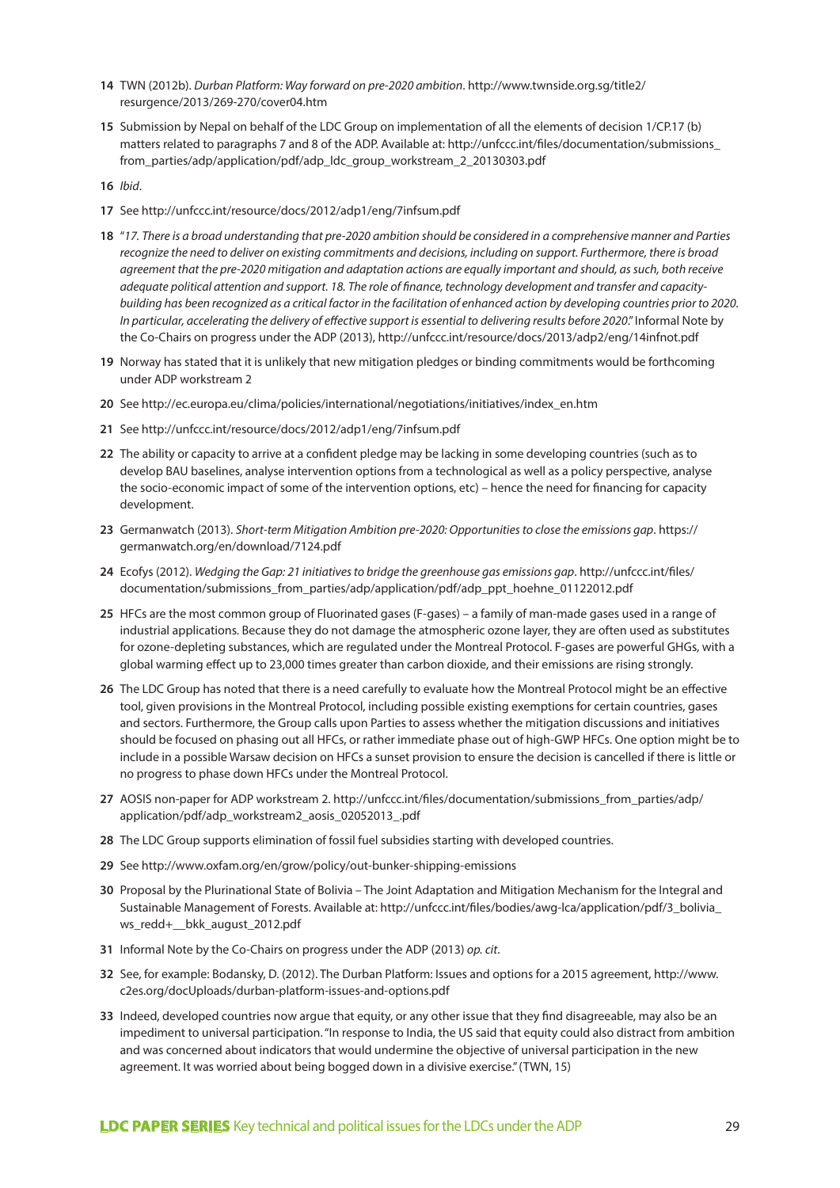14 TWN (2012b). *Durban Platform: Way forward on pre-2020 ambition*. http://www.twnside.org.sg/title2/resurgence/2013/269-270/cover04.htm

15 Submission by Nepal on behalf of the LDC Group on implementation of all the elements of decision 1/CP.17 (b) matters related to paragraphs 7 and 8 of the ADP. Available at: http://unfccc.int/files/documentation/submissions_from_parties/adp/application/pdf/adp_ldc_group_workstream_2_20130303.pdf

16 *Ibid*.

17 See http://unfccc.int/resource/docs/2012/adp1/eng/7infsum.pdf

18 "*17. There is a broad understanding that pre-2020 ambition should be considered in a comprehensive manner and Parties recognize the need to deliver on existing commitments and decisions, including on support. Furthermore, there is broad agreement that the pre-2020 mitigation and adaptation actions are equally important and should, as such, both receive adequate political attention and support. 18. The role of finance, technology development and transfer and capacity-building has been recognized as a critical factor in the facilitation of enhanced action by developing countries prior to 2020. In particular, accelerating the delivery of effective support is essential to delivering results before 2020*." Informal Note by the Co-Chairs on progress under the ADP (2013), http://unfccc.int/resource/docs/2013/adp2/eng/14infnot.pdf

19 Norway has stated that it is unlikely that new mitigation pledges or binding commitments would be forthcoming under ADP workstream 2

20 See http://ec.europa.eu/clima/policies/international/negotiations/initiatives/index_en.htm

21 See http://unfccc.int/resource/docs/2012/adp1/eng/7infsum.pdf

22 The ability or capacity to arrive at a confident pledge may be lacking in some developing countries (such as to develop BAU baselines, analyse intervention options from a technological as well as a policy perspective, analyse the socio-economic impact of some of the intervention options, etc) – hence the need for financing for capacity development.

23 Germanwatch (2013). *Short-term Mitigation Ambition pre-2020: Opportunities to close the emissions gap*. https://germanwatch.org/en/download/7124.pdf

24 Ecofys (2012). *Wedging the Gap: 21 initiatives to bridge the greenhouse gas emissions gap*. http://unfccc.int/files/documentation/submissions_from_parties/adp/application/pdf/adp_ppt_hoehne_01122012.pdf

25 HFCs are the most common group of Fluorinated gases (F-gases) – a family of man-made gases used in a range of industrial applications. Because they do not damage the atmospheric ozone layer, they are often used as substitutes for ozone-depleting substances, which are regulated under the Montreal Protocol. F-gases are powerful GHGs, with a global warming effect up to 23,000 times greater than carbon dioxide, and their emissions are rising strongly.

26 The LDC Group has noted that there is a need carefully to evaluate how the Montreal Protocol might be an effective tool, given provisions in the Montreal Protocol, including possible existing exemptions for certain countries, gases and sectors. Furthermore, the Group calls upon Parties to assess whether the mitigation discussions and initiatives should be focused on phasing out all HFCs, or rather immediate phase out of high-GWP HFCs. One option might be to include in a possible Warsaw decision on HFCs a sunset provision to ensure the decision is cancelled if there is little or no progress to phase down HFCs under the Montreal Protocol.

27 AOSIS non-paper for ADP workstream 2. http://unfccc.int/files/documentation/submissions_from_parties/adp/application/pdf/adp_workstream2_aosis_02052013_.pdf

28 The LDC Group supports elimination of fossil fuel subsidies starting with developed countries.

29 See http://www.oxfam.org/en/grow/policy/out-bunker-shipping-emissions

30 Proposal by the Plurinational State of Bolivia – The Joint Adaptation and Mitigation Mechanism for the Integral and Sustainable Management of Forests. Available at: http://unfccc.int/files/bodies/awg-lca/application/pdf/3_bolivia_ws_redd+__bkk_august_2012.pdf

31 Informal Note by the Co-Chairs on progress under the ADP (2013) *op. cit*.

32 See, for example: Bodansky, D. (2012). The Durban Platform: Issues and options for a 2015 agreement, http://www.c2es.org/docUploads/durban-platform-issues-and-options.pdf

33 Indeed, developed countries now argue that equity, or any other issue that they find disagreeable, may also be an impediment to universal participation. "In response to India, the US said that equity could also distract from ambition and was concerned about indicators that would undermine the objective of universal participation in the new agreement. It was worried about being bogged down in a divisive exercise." (TWN, 15)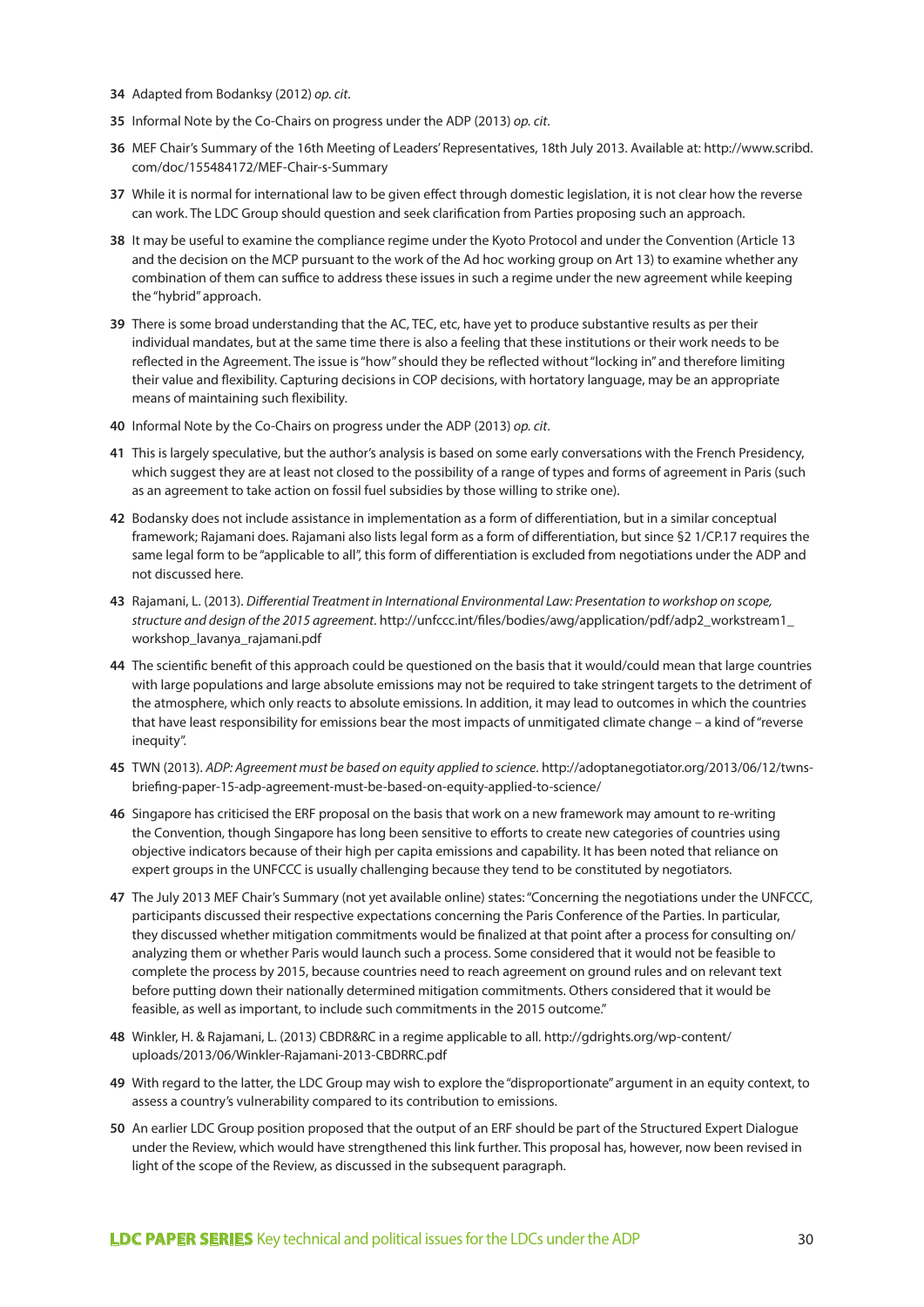**34** Adapted from Bodanksy (2012) *op. cit*.

**35** Informal Note by the Co-Chairs on progress under the ADP (2013) *op. cit*.

**36** MEF Chair's Summary of the 16th Meeting of Leaders' Representatives, 18th July 2013. Available at: http://www.scribd.com/doc/155484172/MEF-Chair-s-Summary

**37** While it is normal for international law to be given effect through domestic legislation, it is not clear how the reverse can work. The LDC Group should question and seek clarification from Parties proposing such an approach.

**38** It may be useful to examine the compliance regime under the Kyoto Protocol and under the Convention (Article 13 and the decision on the MCP pursuant to the work of the Ad hoc working group on Art 13) to examine whether any combination of them can suffice to address these issues in such a regime under the new agreement while keeping the "hybrid" approach.

**39** There is some broad understanding that the AC, TEC, etc, have yet to produce substantive results as per their individual mandates, but at the same time there is also a feeling that these institutions or their work needs to be reflected in the Agreement. The issue is "how" should they be reflected without "locking in" and therefore limiting their value and flexibility. Capturing decisions in COP decisions, with hortatory language, may be an appropriate means of maintaining such flexibility.

**40** Informal Note by the Co-Chairs on progress under the ADP (2013) *op. cit*.

**41** This is largely speculative, but the author's analysis is based on some early conversations with the French Presidency, which suggest they are at least not closed to the possibility of a range of types and forms of agreement in Paris (such as an agreement to take action on fossil fuel subsidies by those willing to strike one).

**42** Bodansky does not include assistance in implementation as a form of differentiation, but in a similar conceptual framework; Rajamani does. Rajamani also lists legal form as a form of differentiation, but since §2 1/CP.17 requires the same legal form to be "applicable to all", this form of differentiation is excluded from negotiations under the ADP and not discussed here.

**43** Rajamani, L. (2013). *Differential Treatment in International Environmental Law: Presentation to workshop on scope, structure and design of the 2015 agreement*. http://unfccc.int/files/bodies/awg/application/pdf/adp2_workstream1_workshop_lavanya_rajamani.pdf

**44** The scientific benefit of this approach could be questioned on the basis that it would/could mean that large countries with large populations and large absolute emissions may not be required to take stringent targets to the detriment of the atmosphere, which only reacts to absolute emissions. In addition, it may lead to outcomes in which the countries that have least responsibility for emissions bear the most impacts of unmitigated climate change – a kind of "reverse inequity".

**45** TWN (2013). *ADP: Agreement must be based on equity applied to science*. http://adoptanegotiator.org/2013/06/12/twns-briefing-paper-15-adp-agreement-must-be-based-on-equity-applied-to-science/

**46** Singapore has criticised the ERF proposal on the basis that work on a new framework may amount to re-writing the Convention, though Singapore has long been sensitive to efforts to create new categories of countries using objective indicators because of their high per capita emissions and capability. It has been noted that reliance on expert groups in the UNFCCC is usually challenging because they tend to be constituted by negotiators.

**47** The July 2013 MEF Chair's Summary (not yet available online) states: "Concerning the negotiations under the UNFCCC, participants discussed their respective expectations concerning the Paris Conference of the Parties. In particular, they discussed whether mitigation commitments would be finalized at that point after a process for consulting on/analyzing them or whether Paris would launch such a process. Some considered that it would not be feasible to complete the process by 2015, because countries need to reach agreement on ground rules and on relevant text before putting down their nationally determined mitigation commitments. Others considered that it would be feasible, as well as important, to include such commitments in the 2015 outcome."

**48** Winkler, H. & Rajamani, L. (2013) CBDR&RC in a regime applicable to all. http://gdrights.org/wp-content/uploads/2013/06/Winkler-Rajamani-2013-CBDRRC.pdf

**49** With regard to the latter, the LDC Group may wish to explore the "disproportionate" argument in an equity context, to assess a country's vulnerability compared to its contribution to emissions.

**50** An earlier LDC Group position proposed that the output of an ERF should be part of the Structured Expert Dialogue under the Review, which would have strengthened this link further. This proposal has, however, now been revised in light of the scope of the Review, as discussed in the subsequent paragraph.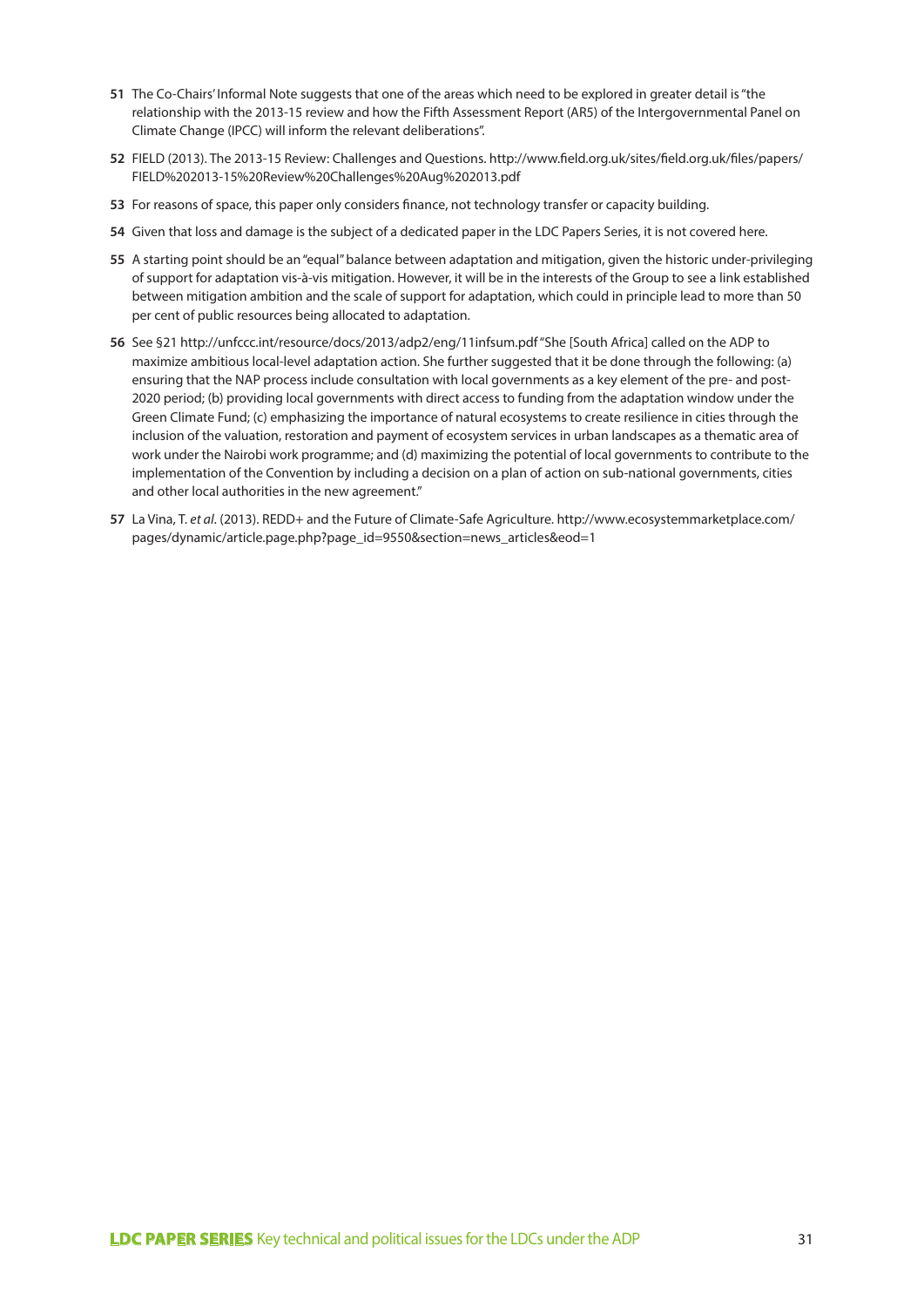**51** The Co-Chairs' Informal Note suggests that one of the areas which need to be explored in greater detail is "the relationship with the 2013-15 review and how the Fifth Assessment Report (AR5) of the Intergovernmental Panel on Climate Change (IPCC) will inform the relevant deliberations".

**52** FIELD (2013). The 2013-15 Review: Challenges and Questions. http://www.field.org.uk/sites/field.org.uk/files/papers/FIELD%202013-15%20Review%20Challenges%20Aug%202013.pdf

**53** For reasons of space, this paper only considers finance, not technology transfer or capacity building.

**54** Given that loss and damage is the subject of a dedicated paper in the LDC Papers Series, it is not covered here.

**55** A starting point should be an "equal" balance between adaptation and mitigation, given the historic under-privileging of support for adaptation vis-à-vis mitigation. However, it will be in the interests of the Group to see a link established between mitigation ambition and the scale of support for adaptation, which could in principle lead to more than 50 per cent of public resources being allocated to adaptation.

**56** See §21 http://unfccc.int/resource/docs/2013/adp2/eng/11infsum.pdf "She [South Africa] called on the ADP to maximize ambitious local-level adaptation action. She further suggested that it be done through the following: (a) ensuring that the NAP process include consultation with local governments as a key element of the pre- and post-2020 period; (b) providing local governments with direct access to funding from the adaptation window under the Green Climate Fund; (c) emphasizing the importance of natural ecosystems to create resilience in cities through the inclusion of the valuation, restoration and payment of ecosystem services in urban landscapes as a thematic area of work under the Nairobi work programme; and (d) maximizing the potential of local governments to contribute to the implementation of the Convention by including a decision on a plan of action on sub-national governments, cities and other local authorities in the new agreement."

**57** La Vina, T. *et al*. (2013). REDD+ and the Future of Climate-Safe Agriculture. http://www.ecosystemmarketplace.com/pages/dynamic/article.page.php?page_id=9550&section=news_articles&eod=1